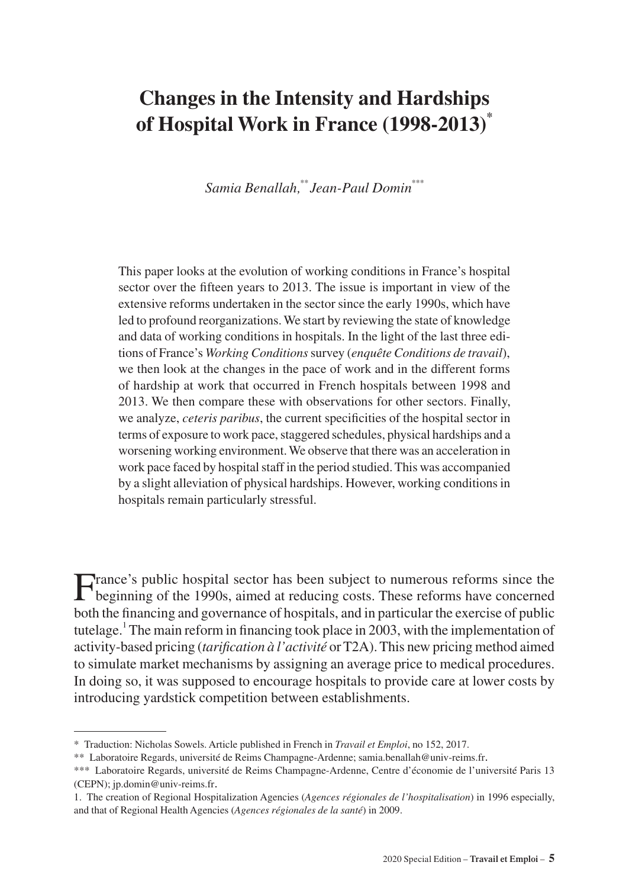# Changes in the Intensity and Hardships of Hospital Work in France (1998-2013)*

*Samia Benallah,*** *Jean-Paul Domin****

This paper looks at the evolution of working conditions in France's hospital sector over the fifteen years to 2013. The issue is important in view of the extensive reforms undertaken in the sector since the early 1990s, which have led to profound reorganizations. We start by reviewing the state of knowledge and data of working conditions in hospitals. In the light of the last three editions of France's *Working Conditions* survey (*enquête Conditions de travail*), we then look at the changes in the pace of work and in the different forms of hardship at work that occurred in French hospitals between 1998 and 2013. We then compare these with observations for other sectors. Finally, we analyze, *ceteris paribus*, the current specificities of the hospital sector in terms of exposure to work pace, staggered schedules, physical hardships and a worsening working environment. We observe that there was an acceleration in work pace faced by hospital staff in the period studied. This was accompanied by a slight alleviation of physical hardships. However, working conditions in hospitals remain particularly stressful.

France's public hospital sector has been subject to numerous reforms since the beginning of the 1990s, aimed at reducing costs. These reforms have concerned both the financing and governance of hospitals, and in particular the exercise of public tutelage.[1] The main reform in financing took place in 2003, with the implementation of activity-based pricing (*tarification à l'activité* or T2A). This new pricing method aimed to simulate market mechanisms by assigning an average price to medical procedures. In doing so, it was supposed to encourage hospitals to provide care at lower costs by introducing yardstick competition between establishments.

---

\* Traduction: Nicholas Sowels. Article published in French in *Travail et Emploi*, no 152, 2017.

\*\* Laboratoire Regards, université de Reims Champagne-Ardenne; samia.benallah@univ-reims.fr.

\*\*\* Laboratoire Regards, université de Reims Champagne-Ardenne, Centre d'économie de l'université Paris 13 (CEPN); jp.domin@univ-reims.fr.

1. The creation of Regional Hospitalization Agencies (*Agences régionales de l'hospitalisation*) in 1996 especially, and that of Regional Health Agencies (*Agences régionales de la santé*) in 2009.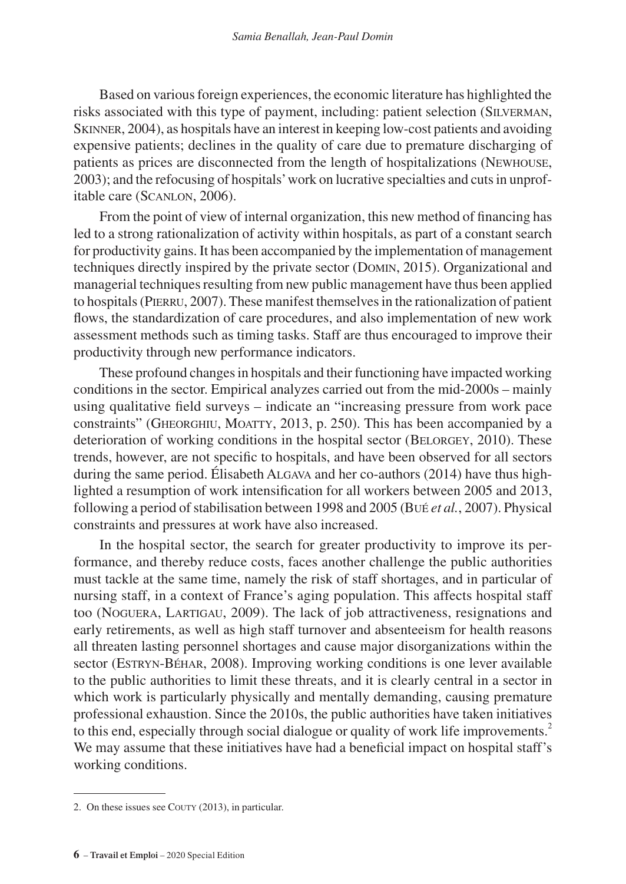Based on various foreign experiences, the economic literature has highlighted the risks associated with this type of payment, including: patient selection (Silverman, Skinner, 2004), as hospitals have an interest in keeping low-cost patients and avoiding expensive patients; declines in the quality of care due to premature discharging of patients as prices are disconnected from the length of hospitalizations (Newhouse, 2003); and the refocusing of hospitals' work on lucrative specialties and cuts in unprofitable care (Scanlon, 2006).

From the point of view of internal organization, this new method of financing has led to a strong rationalization of activity within hospitals, as part of a constant search for productivity gains. It has been accompanied by the implementation of management techniques directly inspired by the private sector (Domin, 2015). Organizational and managerial techniques resulting from new public management have thus been applied to hospitals (Pierru, 2007). These manifest themselves in the rationalization of patient flows, the standardization of care procedures, and also implementation of new work assessment methods such as timing tasks. Staff are thus encouraged to improve their productivity through new performance indicators.

These profound changes in hospitals and their functioning have impacted working conditions in the sector. Empirical analyzes carried out from the mid-2000s – mainly using qualitative field surveys – indicate an "increasing pressure from work pace constraints" (Gheorghiu, Moatty, 2013, p. 250). This has been accompanied by a deterioration of working conditions in the hospital sector (Belorgey, 2010). These trends, however, are not specific to hospitals, and have been observed for all sectors during the same period. Élisabeth Algava and her co-authors (2014) have thus highlighted a resumption of work intensification for all workers between 2005 and 2013, following a period of stabilisation between 1998 and 2005 (Bué *et al.*, 2007). Physical constraints and pressures at work have also increased.

In the hospital sector, the search for greater productivity to improve its performance, and thereby reduce costs, faces another challenge the public authorities must tackle at the same time, namely the risk of staff shortages, and in particular of nursing staff, in a context of France's aging population. This affects hospital staff too (Noguera, Lartigau, 2009). The lack of job attractiveness, resignations and early retirements, as well as high staff turnover and absenteeism for health reasons all threaten lasting personnel shortages and cause major disorganizations within the sector (Estryn-Béhar, 2008). Improving working conditions is one lever available to the public authorities to limit these threats, and it is clearly central in a sector in which work is particularly physically and mentally demanding, causing premature professional exhaustion. Since the 2010s, the public authorities have taken initiatives to this end, especially through social dialogue or quality of work life improvements.[2] We may assume that these initiatives have had a beneficial impact on hospital staff's working conditions.

---

2. On these issues see Couty (2013), in particular.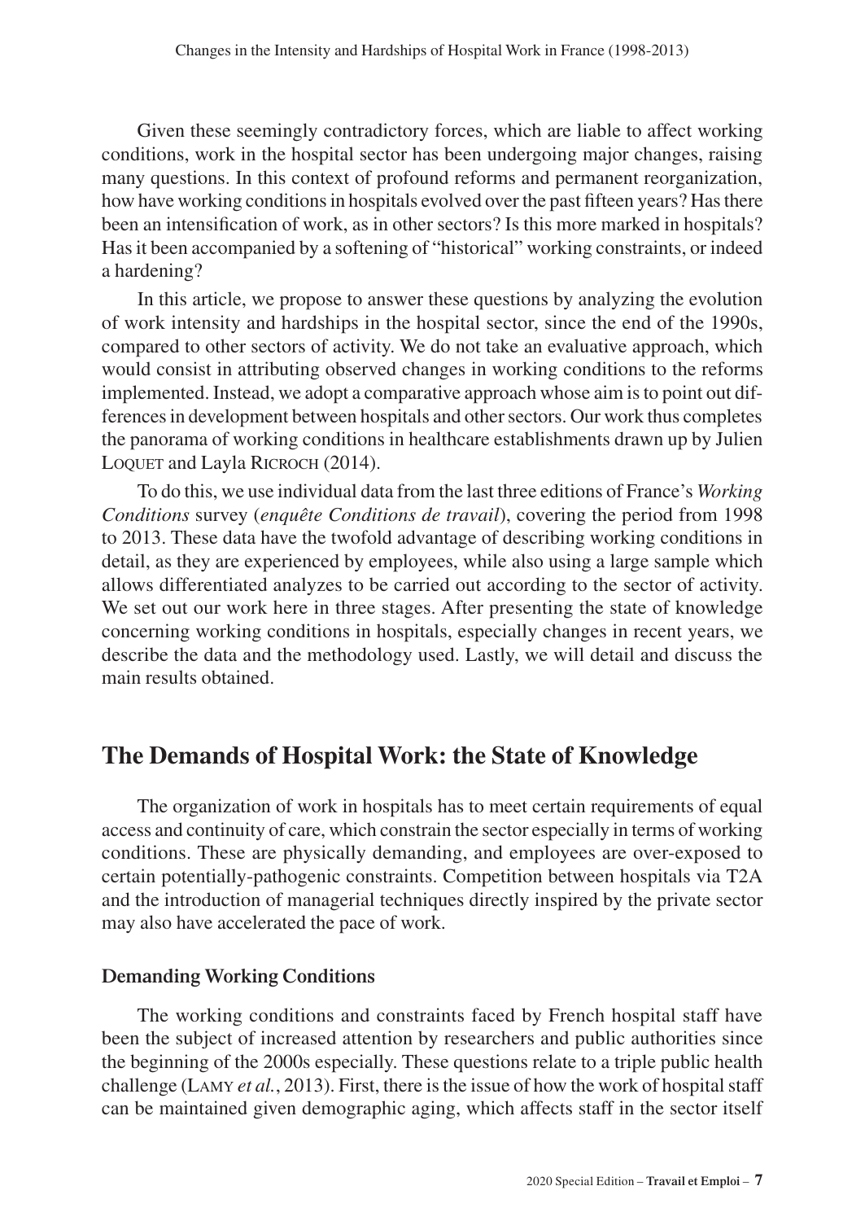Given these seemingly contradictory forces, which are liable to affect working conditions, work in the hospital sector has been undergoing major changes, raising many questions. In this context of profound reforms and permanent reorganization, how have working conditions in hospitals evolved over the past fifteen years? Has there been an intensification of work, as in other sectors? Is this more marked in hospitals? Has it been accompanied by a softening of "historical" working constraints, or indeed a hardening?

In this article, we propose to answer these questions by analyzing the evolution of work intensity and hardships in the hospital sector, since the end of the 1990s, compared to other sectors of activity. We do not take an evaluative approach, which would consist in attributing observed changes in working conditions to the reforms implemented. Instead, we adopt a comparative approach whose aim is to point out differences in development between hospitals and other sectors. Our work thus completes the panorama of working conditions in healthcare establishments drawn up by Julien Loquet and Layla Ricroch (2014).

To do this, we use individual data from the last three editions of France's *Working Conditions* survey (*enquête Conditions de travail*), covering the period from 1998 to 2013. These data have the twofold advantage of describing working conditions in detail, as they are experienced by employees, while also using a large sample which allows differentiated analyzes to be carried out according to the sector of activity. We set out our work here in three stages. After presenting the state of knowledge concerning working conditions in hospitals, especially changes in recent years, we describe the data and the methodology used. Lastly, we will detail and discuss the main results obtained.

## The Demands of Hospital Work: the State of Knowledge

The organization of work in hospitals has to meet certain requirements of equal access and continuity of care, which constrain the sector especially in terms of working conditions. These are physically demanding, and employees are over-exposed to certain potentially-pathogenic constraints. Competition between hospitals via T2A and the introduction of managerial techniques directly inspired by the private sector may also have accelerated the pace of work.

### Demanding Working Conditions

The working conditions and constraints faced by French hospital staff have been the subject of increased attention by researchers and public authorities since the beginning of the 2000s especially. These questions relate to a triple public health challenge (Lamy *et al.*, 2013). First, there is the issue of how the work of hospital staff can be maintained given demographic aging, which affects staff in the sector itself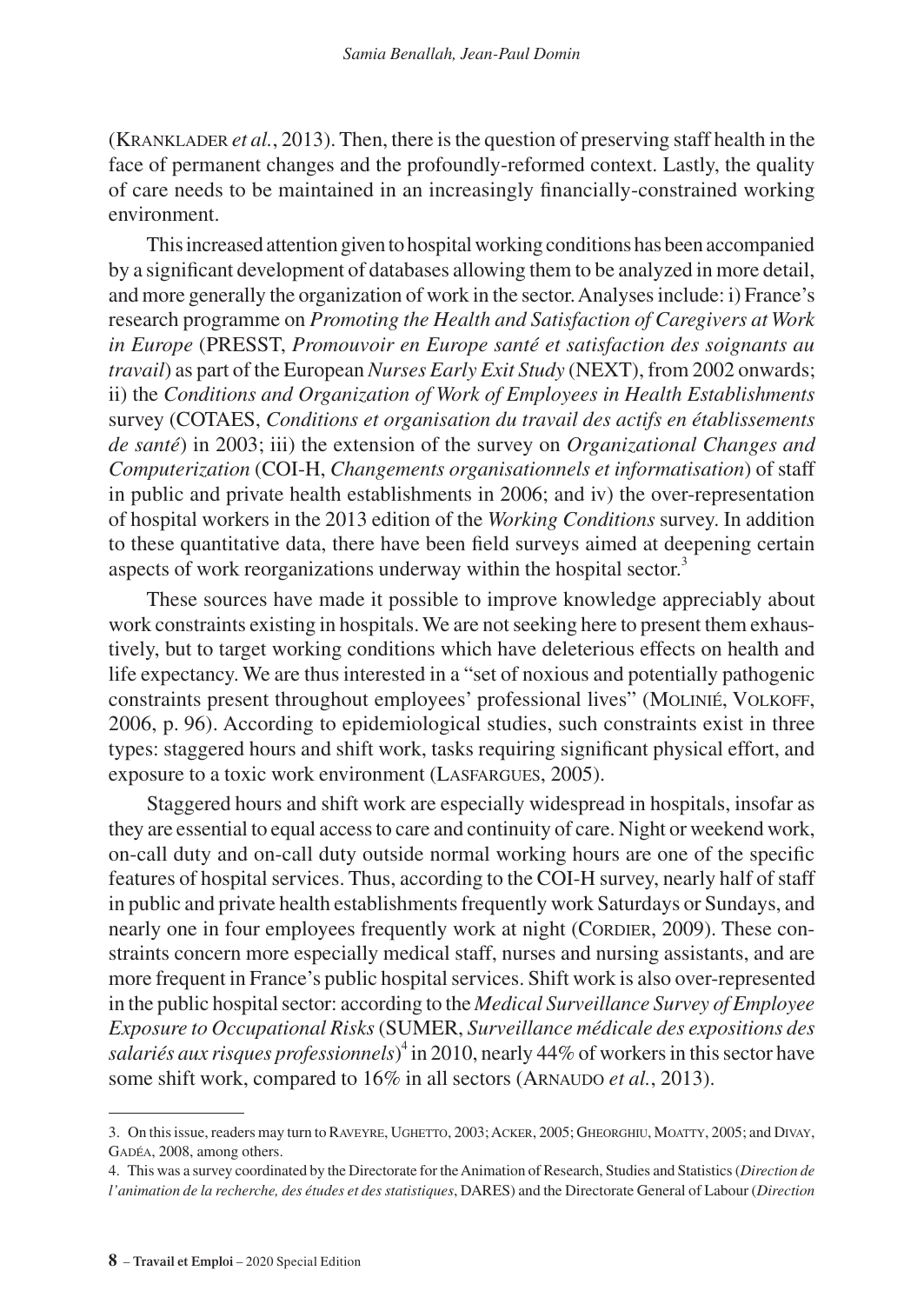(Kranklader *et al.*, 2013). Then, there is the question of preserving staff health in the face of permanent changes and the profoundly-reformed context. Lastly, the quality of care needs to be maintained in an increasingly financially-constrained working environment.

This increased attention given to hospital working conditions has been accompanied by a significant development of databases allowing them to be analyzed in more detail, and more generally the organization of work in the sector. Analyses include: i) France's research programme on *Promoting the Health and Satisfaction of Caregivers at Work in Europe* (PRESST, *Promouvoir en Europe santé et satisfaction des soignants au travail*) as part of the European *Nurses Early Exit Study* (NEXT), from 2002 onwards; ii) the *Conditions and Organization of Work of Employees in Health Establishments* survey (COTAES, *Conditions et organisation du travail des actifs en établissements de santé*) in 2003; iii) the extension of the survey on *Organizational Changes and Computerization* (COI-H, *Changements organisationnels et informatisation*) of staff in public and private health establishments in 2006; and iv) the over-representation of hospital workers in the 2013 edition of the *Working Conditions* survey. In addition to these quantitative data, there have been field surveys aimed at deepening certain aspects of work reorganizations underway within the hospital sector.[3]

These sources have made it possible to improve knowledge appreciably about work constraints existing in hospitals. We are not seeking here to present them exhaustively, but to target working conditions which have deleterious effects on health and life expectancy. We are thus interested in a "set of noxious and potentially pathogenic constraints present throughout employees' professional lives" (Molinié, Volkoff, 2006, p. 96). According to epidemiological studies, such constraints exist in three types: staggered hours and shift work, tasks requiring significant physical effort, and exposure to a toxic work environment (Lasfargues, 2005).

Staggered hours and shift work are especially widespread in hospitals, insofar as they are essential to equal access to care and continuity of care. Night or weekend work, on-call duty and on-call duty outside normal working hours are one of the specific features of hospital services. Thus, according to the COI-H survey, nearly half of staff in public and private health establishments frequently work Saturdays or Sundays, and nearly one in four employees frequently work at night (Cordier, 2009). These constraints concern more especially medical staff, nurses and nursing assistants, and are more frequent in France's public hospital services. Shift work is also over-represented in the public hospital sector: according to the *Medical Surveillance Survey of Employee Exposure to Occupational Risks* (SUMER, *Surveillance médicale des expositions des salariés aux risques professionnels*)[4] in 2010, nearly 44% of workers in this sector have some shift work, compared to 16% in all sectors (Arnaudo *et al.*, 2013).

---

3. On this issue, readers may turn to Raveyre, Ughetto, 2003; Acker, 2005; Gheorghiu, Moatty, 2005; and Divay, Gadéa, 2008, among others.

4. This was a survey coordinated by the Directorate for the Animation of Research, Studies and Statistics (*Direction de l'animation de la recherche, des études et des statistiques*, DARES) and the Directorate General of Labour (*Direction*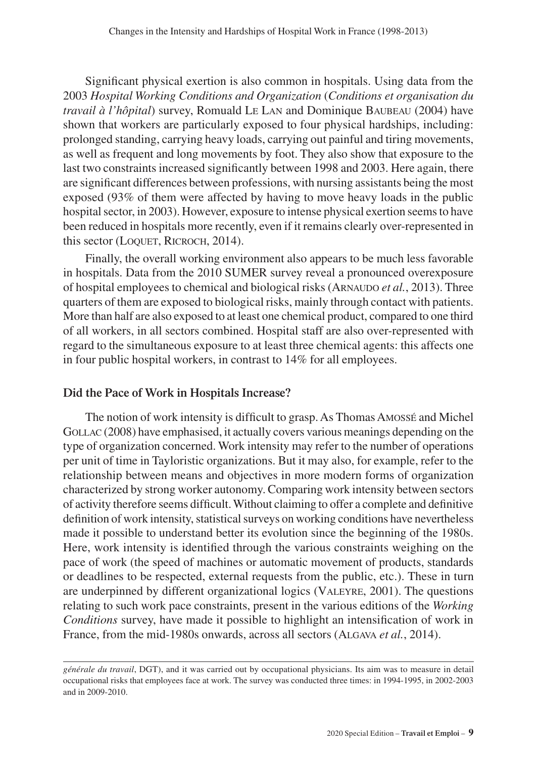Significant physical exertion is also common in hospitals. Using data from the 2003 *Hospital Working Conditions and Organization* (*Conditions et organisation du travail à l'hôpital*) survey, Romuald Le Lan and Dominique Baubeau (2004) have shown that workers are particularly exposed to four physical hardships, including: prolonged standing, carrying heavy loads, carrying out painful and tiring movements, as well as frequent and long movements by foot. They also show that exposure to the last two constraints increased significantly between 1998 and 2003. Here again, there are significant differences between professions, with nursing assistants being the most exposed (93% of them were affected by having to move heavy loads in the public hospital sector, in 2003). However, exposure to intense physical exertion seems to have been reduced in hospitals more recently, even if it remains clearly over-represented in this sector (Loquet, Ricroch, 2014).

Finally, the overall working environment also appears to be much less favorable in hospitals. Data from the 2010 SUMER survey reveal a pronounced overexposure of hospital employees to chemical and biological risks (Arnaudo *et al.*, 2013). Three quarters of them are exposed to biological risks, mainly through contact with patients. More than half are also exposed to at least one chemical product, compared to one third of all workers, in all sectors combined. Hospital staff are also over-represented with regard to the simultaneous exposure to at least three chemical agents: this affects one in four public hospital workers, in contrast to 14% for all employees.

## Did the Pace of Work in Hospitals Increase?

The notion of work intensity is difficult to grasp. As Thomas Amossé and Michel Gollac (2008) have emphasised, it actually covers various meanings depending on the type of organization concerned. Work intensity may refer to the number of operations per unit of time in Tayloristic organizations. But it may also, for example, refer to the relationship between means and objectives in more modern forms of organization characterized by strong worker autonomy. Comparing work intensity between sectors of activity therefore seems difficult. Without claiming to offer a complete and definitive definition of work intensity, statistical surveys on working conditions have nevertheless made it possible to understand better its evolution since the beginning of the 1980s. Here, work intensity is identified through the various constraints weighing on the pace of work (the speed of machines or automatic movement of products, standards or deadlines to be respected, external requests from the public, etc.). These in turn are underpinned by different organizational logics (Valeyre, 2001). The questions relating to such work pace constraints, present in the various editions of the *Working Conditions* survey, have made it possible to highlight an intensification of work in France, from the mid-1980s onwards, across all sectors (Algava *et al.*, 2014).

---

*générale du travail*, DGT), and it was carried out by occupational physicians. Its aim was to measure in detail occupational risks that employees face at work. The survey was conducted three times: in 1994-1995, in 2002-2003 and in 2009-2010.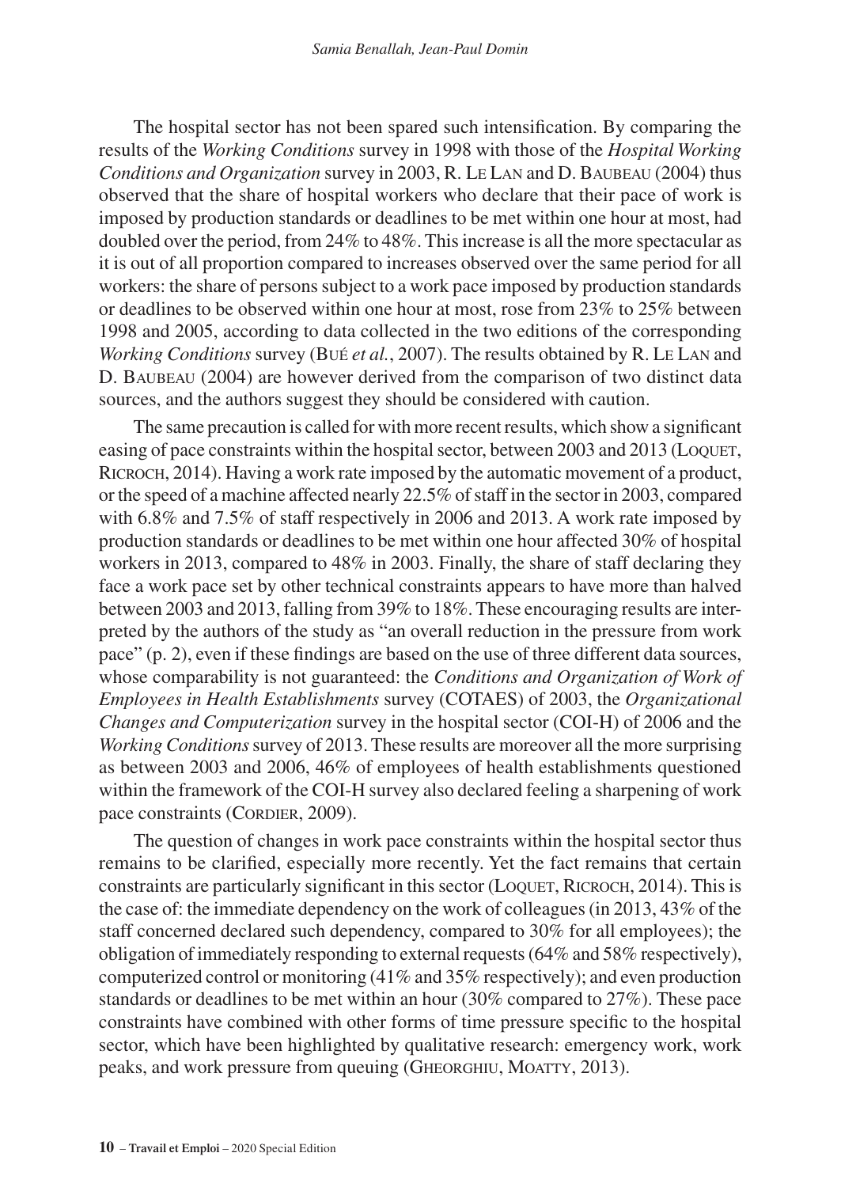The hospital sector has not been spared such intensification. By comparing the results of the *Working Conditions* survey in 1998 with those of the *Hospital Working Conditions and Organization* survey in 2003, R. Le Lan and D. Baubeau (2004) thus observed that the share of hospital workers who declare that their pace of work is imposed by production standards or deadlines to be met within one hour at most, had doubled over the period, from 24% to 48%. This increase is all the more spectacular as it is out of all proportion compared to increases observed over the same period for all workers: the share of persons subject to a work pace imposed by production standards or deadlines to be observed within one hour at most, rose from 23% to 25% between 1998 and 2005, according to data collected in the two editions of the corresponding *Working Conditions* survey (Bué *et al.*, 2007). The results obtained by R. Le Lan and D. Baubeau (2004) are however derived from the comparison of two distinct data sources, and the authors suggest they should be considered with caution.

The same precaution is called for with more recent results, which show a significant easing of pace constraints within the hospital sector, between 2003 and 2013 (Loquet, Ricroch, 2014). Having a work rate imposed by the automatic movement of a product, or the speed of a machine affected nearly 22.5% of staff in the sector in 2003, compared with 6.8% and 7.5% of staff respectively in 2006 and 2013. A work rate imposed by production standards or deadlines to be met within one hour affected 30% of hospital workers in 2013, compared to 48% in 2003. Finally, the share of staff declaring they face a work pace set by other technical constraints appears to have more than halved between 2003 and 2013, falling from 39% to 18%. These encouraging results are interpreted by the authors of the study as "an overall reduction in the pressure from work pace" (p. 2), even if these findings are based on the use of three different data sources, whose comparability is not guaranteed: the *Conditions and Organization of Work of Employees in Health Establishments* survey (COTAES) of 2003, the *Organizational Changes and Computerization* survey in the hospital sector (COI-H) of 2006 and the *Working Conditions* survey of 2013. These results are moreover all the more surprising as between 2003 and 2006, 46% of employees of health establishments questioned within the framework of the COI-H survey also declared feeling a sharpening of work pace constraints (Cordier, 2009).

The question of changes in work pace constraints within the hospital sector thus remains to be clarified, especially more recently. Yet the fact remains that certain constraints are particularly significant in this sector (Loquet, Ricroch, 2014). This is the case of: the immediate dependency on the work of colleagues (in 2013, 43% of the staff concerned declared such dependency, compared to 30% for all employees); the obligation of immediately responding to external requests (64% and 58% respectively), computerized control or monitoring (41% and 35% respectively); and even production standards or deadlines to be met within an hour (30% compared to 27%). These pace constraints have combined with other forms of time pressure specific to the hospital sector, which have been highlighted by qualitative research: emergency work, work peaks, and work pressure from queuing (Gheorghiu, Moatty, 2013).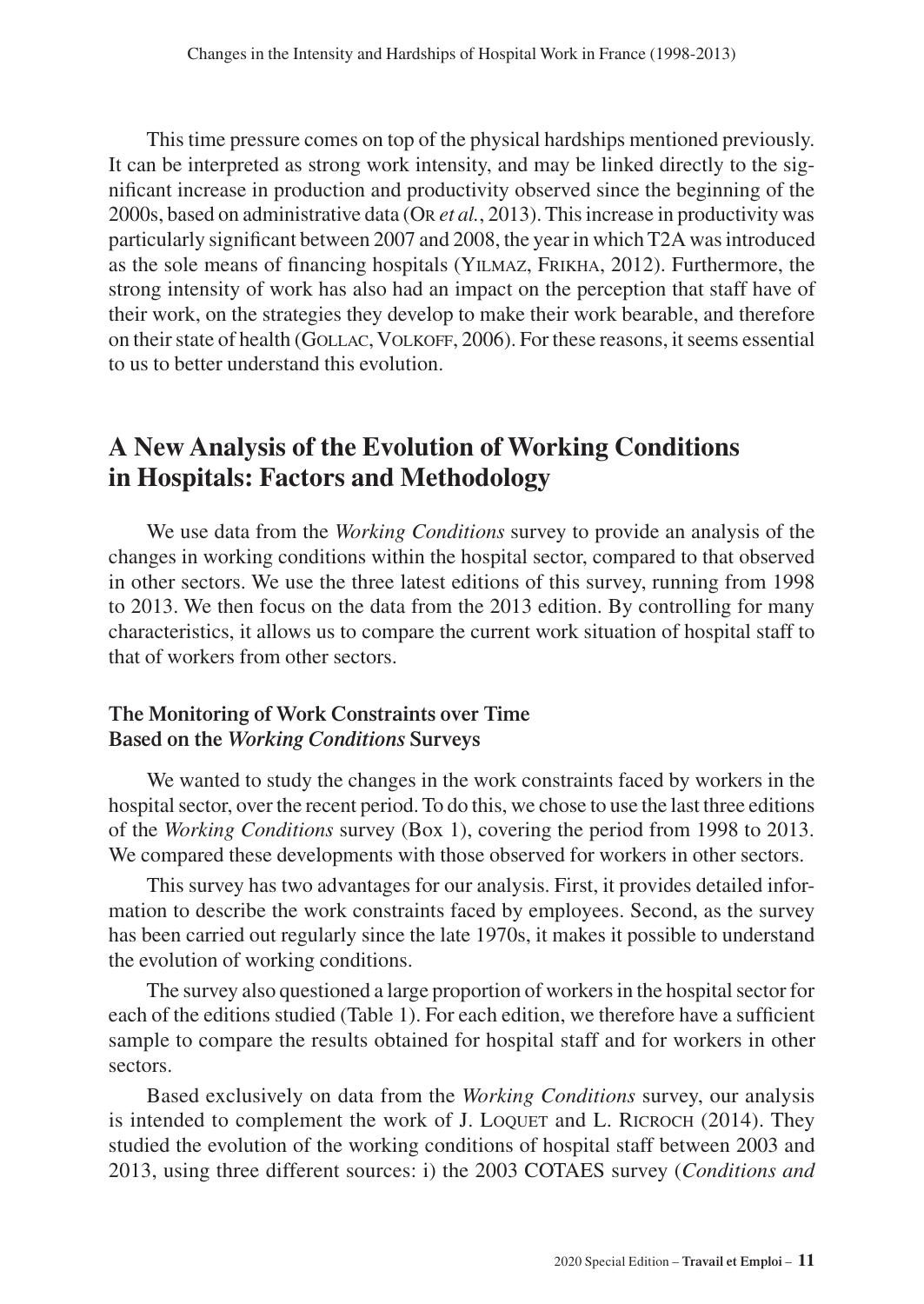This time pressure comes on top of the physical hardships mentioned previously. It can be interpreted as strong work intensity, and may be linked directly to the significant increase in production and productivity observed since the beginning of the 2000s, based on administrative data (Or *et al.*, 2013). This increase in productivity was particularly significant between 2007 and 2008, the year in which T2A was introduced as the sole means of financing hospitals (Yilmaz, Frikha, 2012). Furthermore, the strong intensity of work has also had an impact on the perception that staff have of their work, on the strategies they develop to make their work bearable, and therefore on their state of health (Gollac, Volkoff, 2006). For these reasons, it seems essential to us to better understand this evolution.

## A New Analysis of the Evolution of Working Conditions in Hospitals: Factors and Methodology

We use data from the *Working Conditions* survey to provide an analysis of the changes in working conditions within the hospital sector, compared to that observed in other sectors. We use the three latest editions of this survey, running from 1998 to 2013. We then focus on the data from the 2013 edition. By controlling for many characteristics, it allows us to compare the current work situation of hospital staff to that of workers from other sectors.

### The Monitoring of Work Constraints over Time Based on the *Working Conditions* Surveys

We wanted to study the changes in the work constraints faced by workers in the hospital sector, over the recent period. To do this, we chose to use the last three editions of the *Working Conditions* survey (Box 1), covering the period from 1998 to 2013. We compared these developments with those observed for workers in other sectors.

This survey has two advantages for our analysis. First, it provides detailed information to describe the work constraints faced by employees. Second, as the survey has been carried out regularly since the late 1970s, it makes it possible to understand the evolution of working conditions.

The survey also questioned a large proportion of workers in the hospital sector for each of the editions studied (Table 1). For each edition, we therefore have a sufficient sample to compare the results obtained for hospital staff and for workers in other sectors.

Based exclusively on data from the *Working Conditions* survey, our analysis is intended to complement the work of J. Loquet and L. Ricroch (2014). They studied the evolution of the working conditions of hospital staff between 2003 and 2013, using three different sources: i) the 2003 COTAES survey (*Conditions and*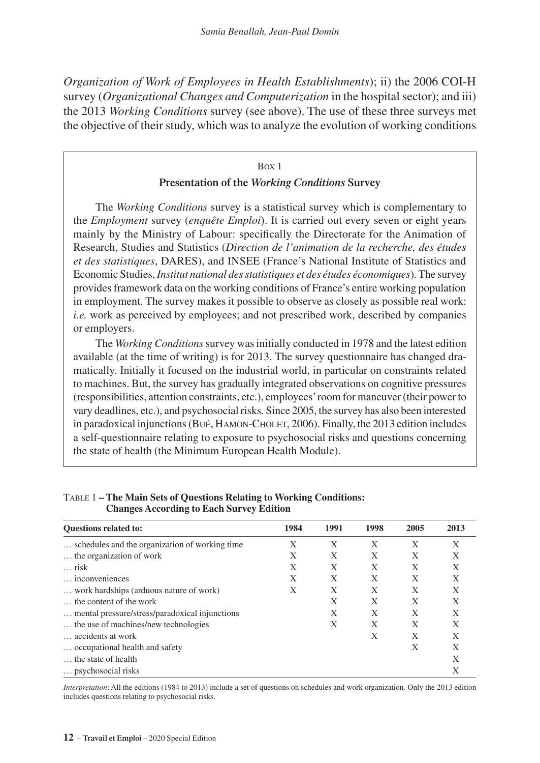*Organization of Work of Employees in Health Establishments*); ii) the 2006 COI-H survey (*Organizational Changes and Computerization* in the hospital sector); and iii) the 2013 *Working Conditions* survey (see above). The use of these three surveys met the objective of their study, which was to analyze the evolution of working conditions

> Box 1
>
> **Presentation of the *Working Conditions* Survey**
>
> The *Working Conditions* survey is a statistical survey which is complementary to the *Employment* survey (*enquête Emploi*). It is carried out every seven or eight years mainly by the Ministry of Labour: specifically the Directorate for the Animation of Research, Studies and Statistics (*Direction de l'animation de la recherche, des études et des statistiques*, DARES), and INSEE (France's National Institute of Statistics and Economic Studies, *Institut national des statistiques et des études économiques*). The survey provides framework data on the working conditions of France's entire working population in employment. The survey makes it possible to observe as closely as possible real work: *i.e.* work as perceived by employees; and not prescribed work, described by companies or employers.
>
> The *Working Conditions* survey was initially conducted in 1978 and the latest edition available (at the time of writing) is for 2013. The survey questionnaire has changed dramatically. Initially it focused on the industrial world, in particular on constraints related to machines. But, the survey has gradually integrated observations on cognitive pressures (responsibilities, attention constraints, etc.), employees' room for maneuver (their power to vary deadlines, etc.), and psychosocial risks. Since 2005, the survey has also been interested in paradoxical injunctions (Bué, Hamon-Cholet, 2006). Finally, the 2013 edition includes a self-questionnaire relating to exposure to psychosocial risks and questions concerning the state of health (the Minimum European Health Module).

Table 1 **– The Main Sets of Questions Relating to Working Conditions: Changes According to Each Survey Edition**

| Questions related to: | 1984 | 1991 | 1998 | 2005 | 2013 |
|---|---|---|---|---|---|
| … schedules and the organization of working time | X | X | X | X | X |
| … the organization of work | X | X | X | X | X |
| … risk | X | X | X | X | X |
| … inconveniences | X | X | X | X | X |
| … work hardships (arduous nature of work) | X | X | X | X | X |
| … the content of the work | | X | X | X | X |
| … mental pressure/stress/paradoxical injunctions | | X | X | X | X |
| … the use of machines/new technologies | | X | X | X | X |
| … accidents at work | | | X | X | X |
| … occupational health and safety | | | | X | X |
| … the state of health | | | | | X |
| … psychosocial risks | | | | | X |

*Interpretation*: All the editions (1984 to 2013) include a set of questions on schedules and work organization. Only the 2013 edition includes questions relating to psychosocial risks.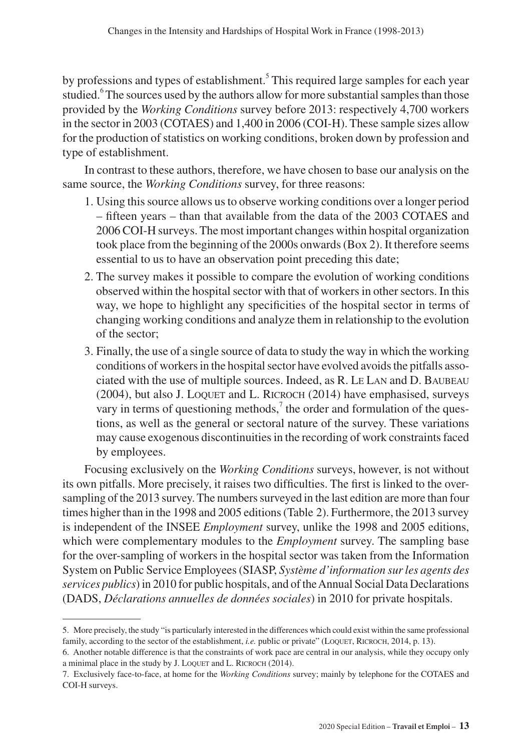by professions and types of establishment.[5] This required large samples for each year studied.[6] The sources used by the authors allow for more substantial samples than those provided by the *Working Conditions* survey before 2013: respectively 4,700 workers in the sector in 2003 (COTAES) and 1,400 in 2006 (COI-H). These sample sizes allow for the production of statistics on working conditions, broken down by profession and type of establishment.

In contrast to these authors, therefore, we have chosen to base our analysis on the same source, the *Working Conditions* survey, for three reasons:

1. Using this source allows us to observe working conditions over a longer period – fifteen years – than that available from the data of the 2003 COTAES and 2006 COI-H surveys. The most important changes within hospital organization took place from the beginning of the 2000s onwards (Box 2). It therefore seems essential to us to have an observation point preceding this date;
2. The survey makes it possible to compare the evolution of working conditions observed within the hospital sector with that of workers in other sectors. In this way, we hope to highlight any specificities of the hospital sector in terms of changing working conditions and analyze them in relationship to the evolution of the sector;
3. Finally, the use of a single source of data to study the way in which the working conditions of workers in the hospital sector have evolved avoids the pitfalls associated with the use of multiple sources. Indeed, as R. Le Lan and D. Baubeau (2004), but also J. Loquet and L. Ricroch (2014) have emphasised, surveys vary in terms of questioning methods,[7] the order and formulation of the questions, as well as the general or sectoral nature of the survey. These variations may cause exogenous discontinuities in the recording of work constraints faced by employees.

Focusing exclusively on the *Working Conditions* surveys, however, is not without its own pitfalls. More precisely, it raises two difficulties. The first is linked to the over-sampling of the 2013 survey. The numbers surveyed in the last edition are more than four times higher than in the 1998 and 2005 editions (Table 2). Furthermore, the 2013 survey is independent of the INSEE *Employment* survey, unlike the 1998 and 2005 editions, which were complementary modules to the *Employment* survey. The sampling base for the over-sampling of workers in the hospital sector was taken from the Information System on Public Service Employees (SIASP, *Système d'information sur les agents des services publics*) in 2010 for public hospitals, and of the Annual Social Data Declarations (DADS, *Déclarations annuelles de données sociales*) in 2010 for private hospitals.

---

5. More precisely, the study "is particularly interested in the differences which could exist within the same professional family, according to the sector of the establishment, *i.e.* public or private" (Loquet, Ricroch, 2014, p. 13).

6. Another notable difference is that the constraints of work pace are central in our analysis, while they occupy only a minimal place in the study by J. Loquet and L. Ricroch (2014).

7. Exclusively face-to-face, at home for the *Working Conditions* survey; mainly by telephone for the COTAES and COI-H surveys.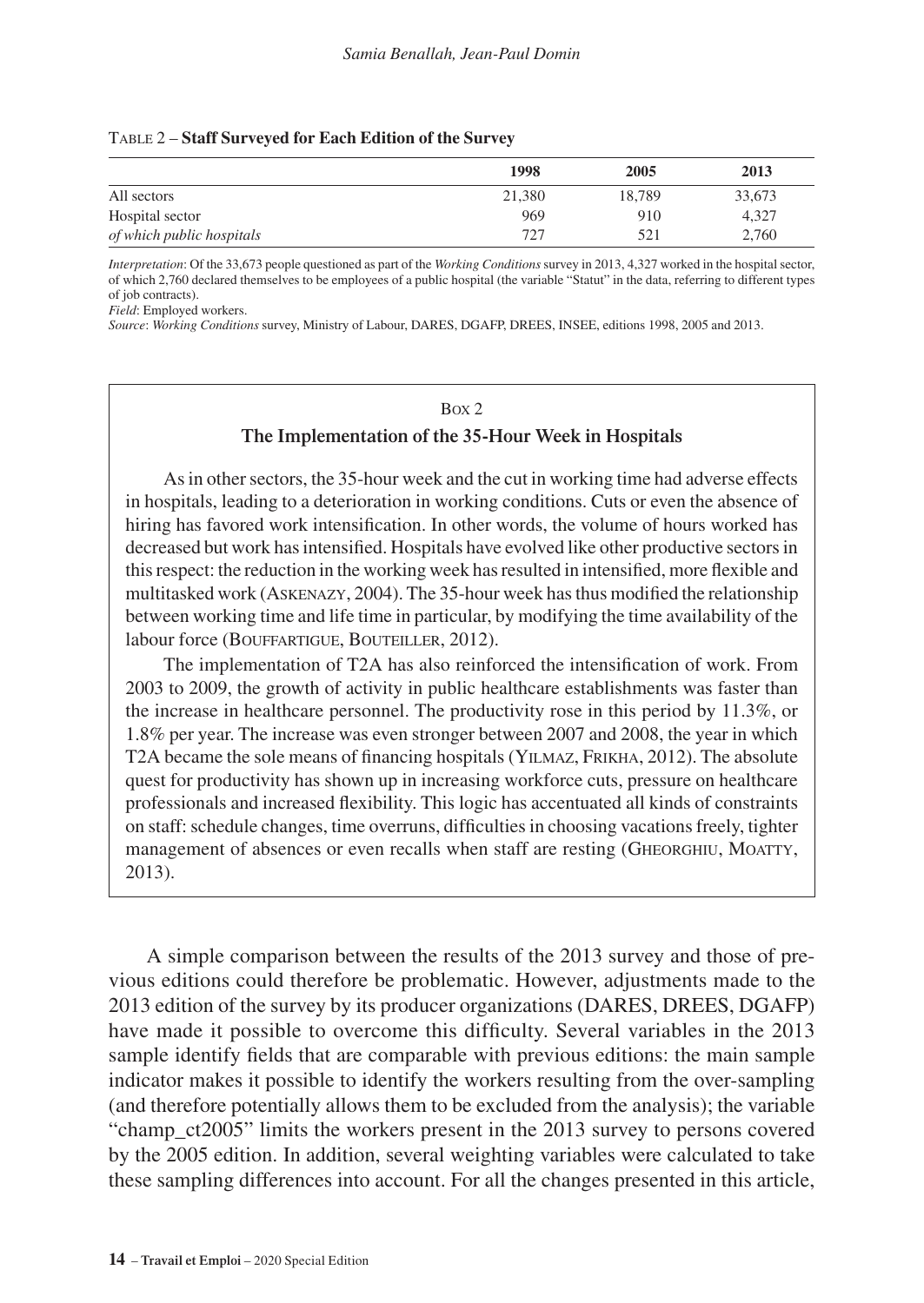Table 2 – **Staff Surveyed for Each Edition of the Survey**

| | 1998 | 2005 | 2013 |
|---|---|---|---|
| All sectors | 21,380 | 18,789 | 33,673 |
| Hospital sector | 969 | 910 | 4,327 |
| *of which public hospitals* | 727 | 521 | 2,760 |

*Interpretation*: Of the 33,673 people questioned as part of the *Working Conditions* survey in 2013, 4,327 worked in the hospital sector, of which 2,760 declared themselves to be employees of a public hospital (the variable "Statut" in the data, referring to different types of job contracts).
*Field*: Employed workers.
*Source*: *Working Conditions* survey, Ministry of Labour, DARES, DGAFP, DREES, INSEE, editions 1998, 2005 and 2013.

Box 2

**The Implementation of the 35-Hour Week in Hospitals**

As in other sectors, the 35-hour week and the cut in working time had adverse effects in hospitals, leading to a deterioration in working conditions. Cuts or even the absence of hiring has favored work intensification. In other words, the volume of hours worked has decreased but work has intensified. Hospitals have evolved like other productive sectors in this respect: the reduction in the working week has resulted in intensified, more flexible and multitasked work (Askenazy, 2004). The 35-hour week has thus modified the relationship between working time and life time in particular, by modifying the time availability of the labour force (Bouffartigue, Bouteiller, 2012).

The implementation of T2A has also reinforced the intensification of work. From 2003 to 2009, the growth of activity in public healthcare establishments was faster than the increase in healthcare personnel. The productivity rose in this period by 11.3%, or 1.8% per year. The increase was even stronger between 2007 and 2008, the year in which T2A became the sole means of financing hospitals (Yilmaz, Frikha, 2012). The absolute quest for productivity has shown up in increasing workforce cuts, pressure on healthcare professionals and increased flexibility. This logic has accentuated all kinds of constraints on staff: schedule changes, time overruns, difficulties in choosing vacations freely, tighter management of absences or even recalls when staff are resting (Gheorghiu, Moatty, 2013).

A simple comparison between the results of the 2013 survey and those of previous editions could therefore be problematic. However, adjustments made to the 2013 edition of the survey by its producer organizations (DARES, DREES, DGAFP) have made it possible to overcome this difficulty. Several variables in the 2013 sample identify fields that are comparable with previous editions: the main sample indicator makes it possible to identify the workers resulting from the over-sampling (and therefore potentially allows them to be excluded from the analysis); the variable "champ_ct2005" limits the workers present in the 2013 survey to persons covered by the 2005 edition. In addition, several weighting variables were calculated to take these sampling differences into account. For all the changes presented in this article,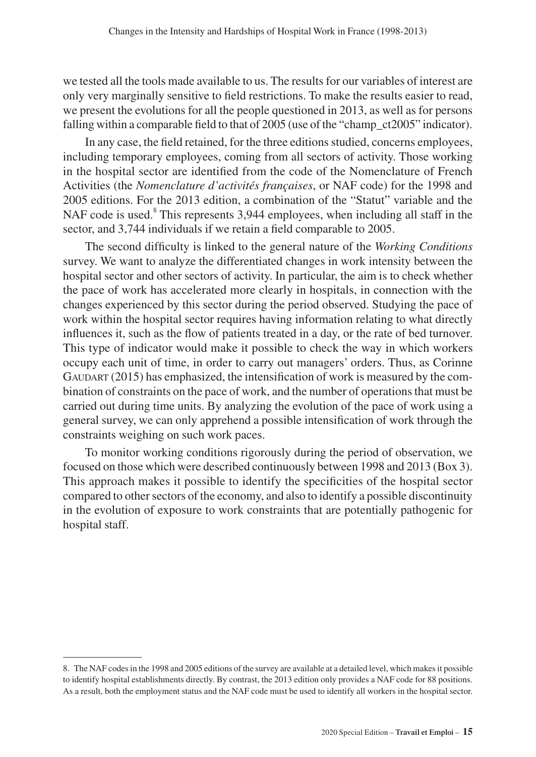we tested all the tools made available to us. The results for our variables of interest are only very marginally sensitive to field restrictions. To make the results easier to read, we present the evolutions for all the people questioned in 2013, as well as for persons falling within a comparable field to that of 2005 (use of the "champ_ct2005" indicator).

In any case, the field retained, for the three editions studied, concerns employees, including temporary employees, coming from all sectors of activity. Those working in the hospital sector are identified from the code of the Nomenclature of French Activities (the *Nomenclature d'activités françaises*, or NAF code) for the 1998 and 2005 editions. For the 2013 edition, a combination of the "Statut" variable and the NAF code is used.[8] This represents 3,944 employees, when including all staff in the sector, and 3,744 individuals if we retain a field comparable to 2005.

The second difficulty is linked to the general nature of the *Working Conditions* survey. We want to analyze the differentiated changes in work intensity between the hospital sector and other sectors of activity. In particular, the aim is to check whether the pace of work has accelerated more clearly in hospitals, in connection with the changes experienced by this sector during the period observed. Studying the pace of work within the hospital sector requires having information relating to what directly influences it, such as the flow of patients treated in a day, or the rate of bed turnover. This type of indicator would make it possible to check the way in which workers occupy each unit of time, in order to carry out managers' orders. Thus, as Corinne Gaudart (2015) has emphasized, the intensification of work is measured by the combination of constraints on the pace of work, and the number of operations that must be carried out during time units. By analyzing the evolution of the pace of work using a general survey, we can only apprehend a possible intensification of work through the constraints weighing on such work paces.

To monitor working conditions rigorously during the period of observation, we focused on those which were described continuously between 1998 and 2013 (Box 3). This approach makes it possible to identify the specificities of the hospital sector compared to other sectors of the economy, and also to identify a possible discontinuity in the evolution of exposure to work constraints that are potentially pathogenic for hospital staff.

---

8. The NAF codes in the 1998 and 2005 editions of the survey are available at a detailed level, which makes it possible to identify hospital establishments directly. By contrast, the 2013 edition only provides a NAF code for 88 positions. As a result, both the employment status and the NAF code must be used to identify all workers in the hospital sector.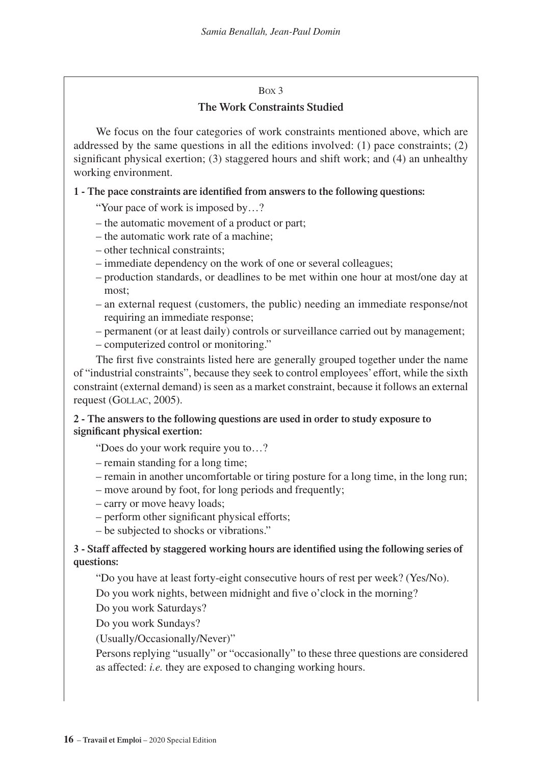Box 3

### The Work Constraints Studied

We focus on the four categories of work constraints mentioned above, which are addressed by the same questions in all the editions involved: (1) pace constraints; (2) significant physical exertion; (3) staggered hours and shift work; and (4) an unhealthy working environment.

**1 - The pace constraints are identified from answers to the following questions:**

"Your pace of work is imposed by…?

– the automatic movement of a product or part;

– the automatic work rate of a machine;

– other technical constraints;

– immediate dependency on the work of one or several colleagues;

– production standards, or deadlines to be met within one hour at most/one day at most;

– an external request (customers, the public) needing an immediate response/not requiring an immediate response;

– permanent (or at least daily) controls or surveillance carried out by management;

– computerized control or monitoring."

The first five constraints listed here are generally grouped together under the name of "industrial constraints", because they seek to control employees' effort, while the sixth constraint (external demand) is seen as a market constraint, because it follows an external request (Gollac, 2005).

**2 - The answers to the following questions are used in order to study exposure to significant physical exertion:**

"Does do your work require you to…?

– remain standing for a long time;

– remain in another uncomfortable or tiring posture for a long time, in the long run;

– move around by foot, for long periods and frequently;

– carry or move heavy loads;

– perform other significant physical efforts;

– be subjected to shocks or vibrations."

**3 - Staff affected by staggered working hours are identified using the following series of questions:**

"Do you have at least forty-eight consecutive hours of rest per week? (Yes/No).

Do you work nights, between midnight and five o'clock in the morning?

Do you work Saturdays?

Do you work Sundays?

(Usually/Occasionally/Never)"

Persons replying "usually" or "occasionally" to these three questions are considered as affected: *i.e.* they are exposed to changing working hours.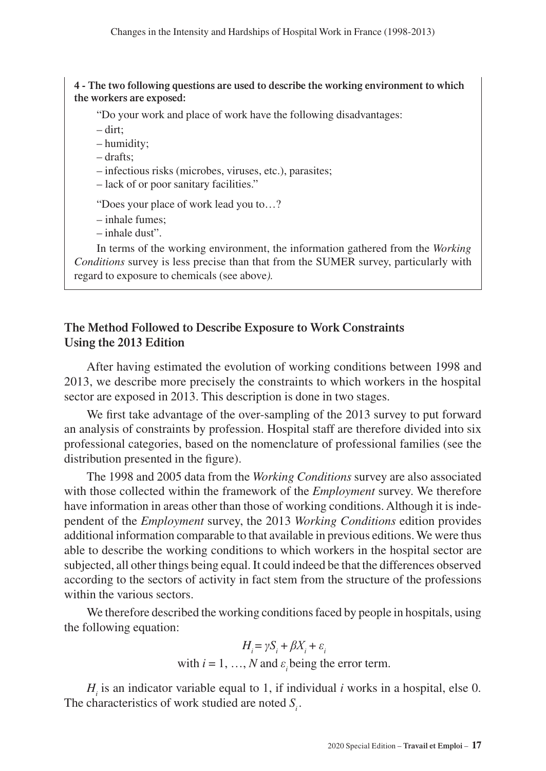**4 - The two following questions are used to describe the working environment to which the workers are exposed:**

"Do your work and place of work have the following disadvantages:

– dirt;

– humidity;

– drafts;

– infectious risks (microbes, viruses, etc.), parasites;

– lack of or poor sanitary facilities."

"Does your place of work lead you to…?

– inhale fumes;

– inhale dust".

In terms of the working environment, the information gathered from the *Working Conditions* survey is less precise than that from the SUMER survey, particularly with regard to exposure to chemicals (see above*).*

## The Method Followed to Describe Exposure to Work Constraints Using the 2013 Edition

After having estimated the evolution of working conditions between 1998 and 2013, we describe more precisely the constraints to which workers in the hospital sector are exposed in 2013. This description is done in two stages.

We first take advantage of the over-sampling of the 2013 survey to put forward an analysis of constraints by profession. Hospital staff are therefore divided into six professional categories, based on the nomenclature of professional families (see the distribution presented in the figure).

The 1998 and 2005 data from the *Working Conditions* survey are also associated with those collected within the framework of the *Employment* survey. We therefore have information in areas other than those of working conditions. Although it is independent of the *Employment* survey, the 2013 *Working Conditions* edition provides additional information comparable to that available in previous editions. We were thus able to describe the working conditions to which workers in the hospital sector are subjected, all other things being equal. It could indeed be that the differences observed according to the sectors of activity in fact stem from the structure of the professions within the various sectors.

We therefore described the working conditions faced by people in hospitals, using the following equation:

$$H_i = \gamma S_i + \beta X_i + \varepsilon_i$$

with $i = 1, \ldots, N$ and $\varepsilon_i$ being the error term.

$H_i$ is an indicator variable equal to 1, if individual $i$ works in a hospital, else 0. The characteristics of work studied are noted $S_i$.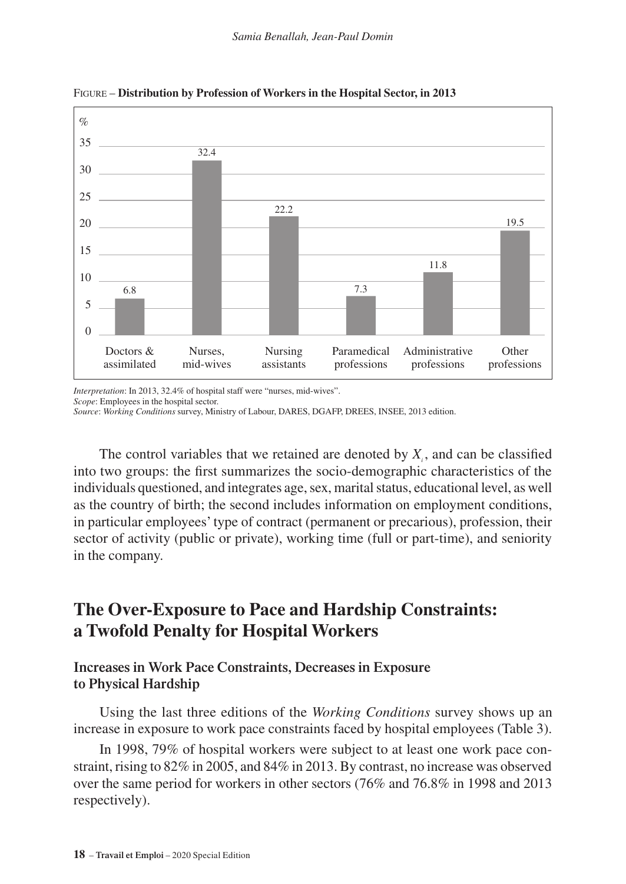FIGURE – **Distribution by Profession of Workers in the Hospital Sector, in 2013**

| Profession | % |
|---|---|
| Doctors & assimilated | 6.8 |
| Nurses, mid-wives | 32.4 |
| Nursing assistants | 22.2 |
| Paramedical professions | 7.3 |
| Administrative professions | 11.8 |
| Other professions | 19.5 |

*Interpretation*: In 2013, 32.4% of hospital staff were "nurses, mid-wives".
*Scope*: Employees in the hospital sector.
*Source*: *Working Conditions* survey, Ministry of Labour, DARES, DGAFP, DREES, INSEE, 2013 edition.

The control variables that we retained are denoted by $X_i$, and can be classified into two groups: the first summarizes the socio-demographic characteristics of the individuals questioned, and integrates age, sex, marital status, educational level, as well as the country of birth; the second includes information on employment conditions, in particular employees' type of contract (permanent or precarious), profession, their sector of activity (public or private), working time (full or part-time), and seniority in the company.

## The Over-Exposure to Pace and Hardship Constraints: a Twofold Penalty for Hospital Workers

### Increases in Work Pace Constraints, Decreases in Exposure to Physical Hardship

Using the last three editions of the *Working Conditions* survey shows up an increase in exposure to work pace constraints faced by hospital employees (Table 3).

In 1998, 79% of hospital workers were subject to at least one work pace constraint, rising to 82% in 2005, and 84% in 2013. By contrast, no increase was observed over the same period for workers in other sectors (76% and 76.8% in 1998 and 2013 respectively).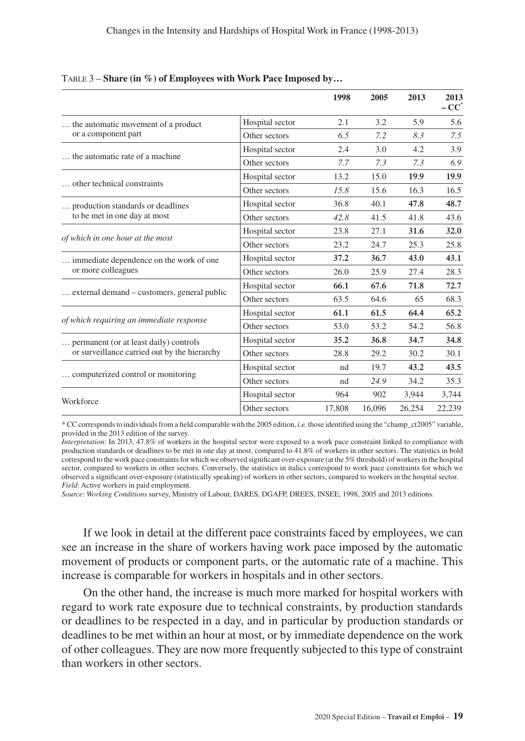TABLE 3 – **Share (in %) of Employees with Work Pace Imposed by…**

| | | 1998 | 2005 | 2013 | 2013 – CC* |
|---|---|---|---|---|---|
| … the automatic movement of a product or a component part | Hospital sector | 2.1 | 3.2 | 5.9 | 5.6 |
| | Other sectors | *6.5* | *7.2* | *8.3* | *7.5* |
| … the automatic rate of a machine | Hospital sector | 2.4 | 3.0 | 4.2 | 3.9 |
| | Other sectors | *7.7* | *7.3* | *7.3* | *6.9* |
| … other technical constraints | Hospital sector | 13.2 | 15.0 | **19.9** | **19.9** |
| | Other sectors | *15.8* | 15.6 | 16.3 | 16.5 |
| … production standards or deadlines to be met in one day at most | Hospital sector | 36.8 | 40.1 | **47.8** | **48.7** |
| | Other sectors | *42.8* | 41.5 | 41.8 | 43.6 |
| *of which in one hour at the most* | Hospital sector | 23.8 | 27.1 | **31.6** | **32.0** |
| | Other sectors | 23.2 | 24.7 | 25.3 | 25.8 |
| … immediate dependence on the work of one or more colleagues | Hospital sector | **37.2** | **36.7** | **43.0** | **43.1** |
| | Other sectors | 26.0 | 25.9 | 27.4 | 28.3 |
| … external demand – customers, general public | Hospital sector | **66.1** | **67.6** | **71.8** | **72.7** |
| | Other sectors | 63.5 | 64.6 | 65 | 68.3 |
| *of which requiring an immediate response* | Hospital sector | **61.1** | **61.5** | **64.4** | **65.2** |
| | Other sectors | 53.0 | 53.2 | 54.2 | 56.8 |
| … permanent (or at least daily) controls or surveillance carried out by the hierarchy | Hospital sector | **35.2** | **36.8** | **34.7** | **34.8** |
| | Other sectors | 28.8 | 29.2 | 30.2 | 30.1 |
| … computerized control or monitoring | Hospital sector | nd | 19.7 | **43.2** | **43.5** |
| | Other sectors | nd | *24.9* | 34.2 | 35.3 |
| Workforce | Hospital sector | 964 | 902 | 3,944 | 3,744 |
| | Other sectors | 17,808 | 16,096 | 26,254 | 22,239 |

\* CC corresponds to individuals from a field comparable with the 2005 edition, *i.e.* those identified using the "champ_ct2005" variable, provided in the 2013 edition of the survey.

*Interpretation*: In 2013, 47.8% of workers in the hospital sector were exposed to a work pace constraint linked to compliance with production standards or deadlines to be met in one day at most, compared to 41.8% of workers in other sectors. The statistics in bold correspond to the work pace constraints for which we observed significant over-exposure (at the 5% threshold) of workers in the hospital sector, compared to workers in other sectors. Conversely, the statistics in italics correspond to work pace constraints for which we observed a significant over-exposure (statistically speaking) of workers in other sectors, compared to workers in the hospital sector.

*Field*: Active workers in paid employment.

*Source*: *Working Conditions* survey, Ministry of Labour, DARES, DGAFP, DREES, INSEE, 1998, 2005 and 2013 editions.

If we look in detail at the different pace constraints faced by employees, we can see an increase in the share of workers having work pace imposed by the automatic movement of products or component parts, or the automatic rate of a machine. This increase is comparable for workers in hospitals and in other sectors.

On the other hand, the increase is much more marked for hospital workers with regard to work rate exposure due to technical constraints, by production standards or deadlines to be respected in a day, and in particular by production standards or deadlines to be met within an hour at most, or by immediate dependence on the work of other colleagues. They are now more frequently subjected to this type of constraint than workers in other sectors.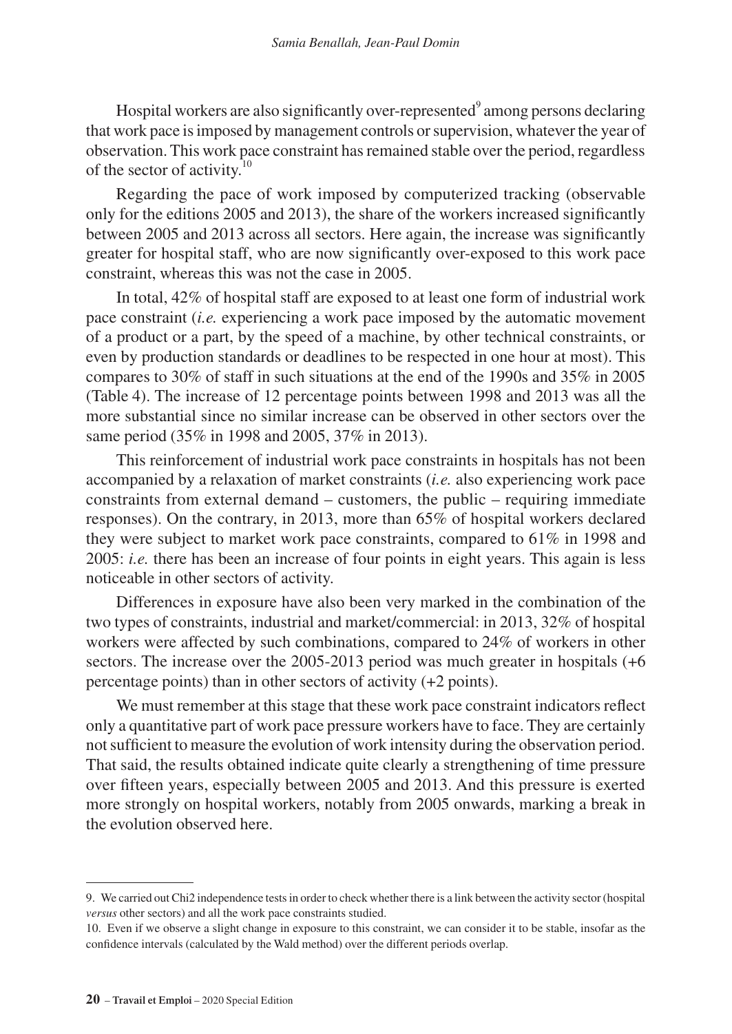Hospital workers are also significantly over-represented[9] among persons declaring that work pace is imposed by management controls or supervision, whatever the year of observation. This work pace constraint has remained stable over the period, regardless of the sector of activity.[10]

Regarding the pace of work imposed by computerized tracking (observable only for the editions 2005 and 2013), the share of the workers increased significantly between 2005 and 2013 across all sectors. Here again, the increase was significantly greater for hospital staff, who are now significantly over-exposed to this work pace constraint, whereas this was not the case in 2005.

In total, 42% of hospital staff are exposed to at least one form of industrial work pace constraint (*i.e.* experiencing a work pace imposed by the automatic movement of a product or a part, by the speed of a machine, by other technical constraints, or even by production standards or deadlines to be respected in one hour at most). This compares to 30% of staff in such situations at the end of the 1990s and 35% in 2005 (Table 4). The increase of 12 percentage points between 1998 and 2013 was all the more substantial since no similar increase can be observed in other sectors over the same period (35% in 1998 and 2005, 37% in 2013).

This reinforcement of industrial work pace constraints in hospitals has not been accompanied by a relaxation of market constraints (*i.e.* also experiencing work pace constraints from external demand – customers, the public – requiring immediate responses). On the contrary, in 2013, more than 65% of hospital workers declared they were subject to market work pace constraints, compared to 61% in 1998 and 2005: *i.e.* there has been an increase of four points in eight years. This again is less noticeable in other sectors of activity.

Differences in exposure have also been very marked in the combination of the two types of constraints, industrial and market/commercial: in 2013, 32% of hospital workers were affected by such combinations, compared to 24% of workers in other sectors. The increase over the 2005-2013 period was much greater in hospitals (+6 percentage points) than in other sectors of activity (+2 points).

We must remember at this stage that these work pace constraint indicators reflect only a quantitative part of work pace pressure workers have to face. They are certainly not sufficient to measure the evolution of work intensity during the observation period. That said, the results obtained indicate quite clearly a strengthening of time pressure over fifteen years, especially between 2005 and 2013. And this pressure is exerted more strongly on hospital workers, notably from 2005 onwards, marking a break in the evolution observed here.

---

9. We carried out Chi2 independence tests in order to check whether there is a link between the activity sector (hospital *versus* other sectors) and all the work pace constraints studied.

10. Even if we observe a slight change in exposure to this constraint, we can consider it to be stable, insofar as the confidence intervals (calculated by the Wald method) over the different periods overlap.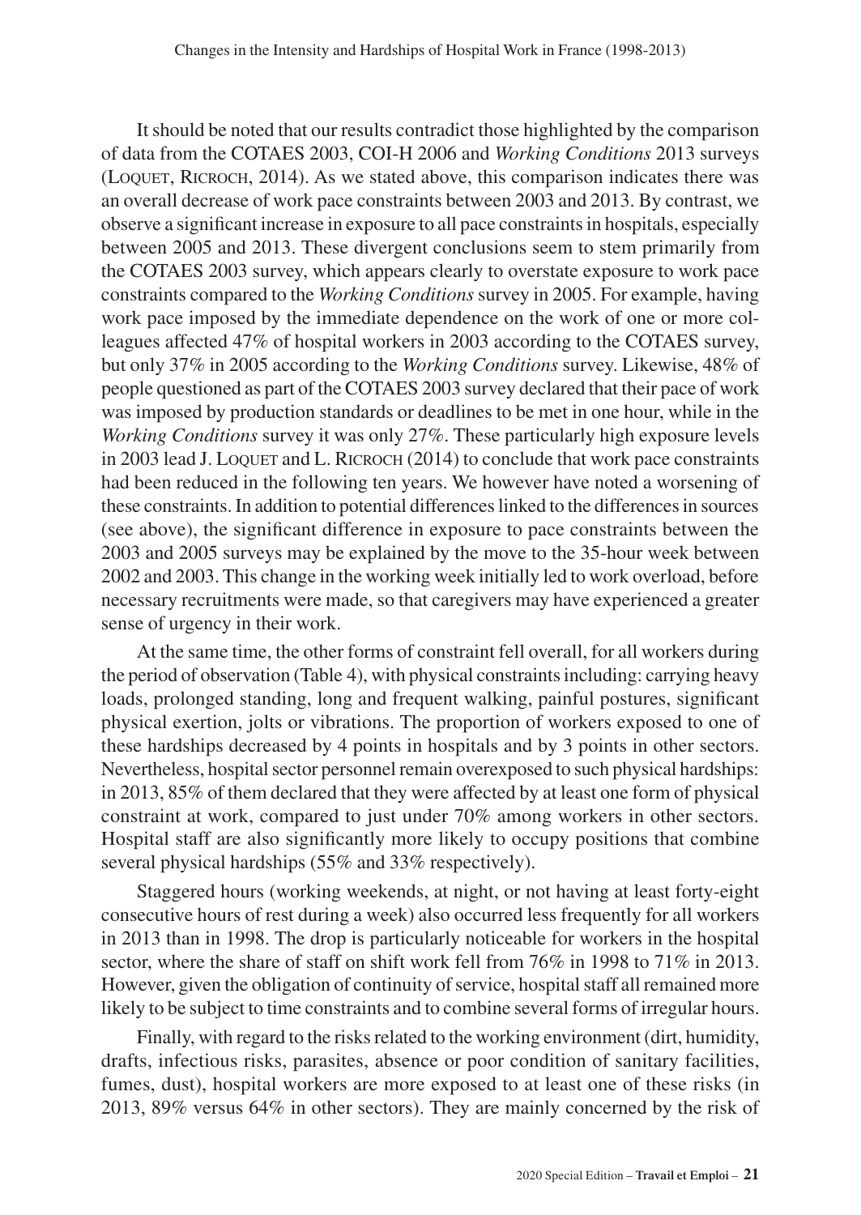It should be noted that our results contradict those highlighted by the comparison of data from the COTAES 2003, COI-H 2006 and *Working Conditions* 2013 surveys (Loquet, Ricroch, 2014). As we stated above, this comparison indicates there was an overall decrease of work pace constraints between 2003 and 2013. By contrast, we observe a significant increase in exposure to all pace constraints in hospitals, especially between 2005 and 2013. These divergent conclusions seem to stem primarily from the COTAES 2003 survey, which appears clearly to overstate exposure to work pace constraints compared to the *Working Conditions* survey in 2005. For example, having work pace imposed by the immediate dependence on the work of one or more colleagues affected 47% of hospital workers in 2003 according to the COTAES survey, but only 37% in 2005 according to the *Working Conditions* survey. Likewise, 48% of people questioned as part of the COTAES 2003 survey declared that their pace of work was imposed by production standards or deadlines to be met in one hour, while in the *Working Conditions* survey it was only 27%. These particularly high exposure levels in 2003 lead J. Loquet and L. Ricroch (2014) to conclude that work pace constraints had been reduced in the following ten years. We however have noted a worsening of these constraints. In addition to potential differences linked to the differences in sources (see above), the significant difference in exposure to pace constraints between the 2003 and 2005 surveys may be explained by the move to the 35-hour week between 2002 and 2003. This change in the working week initially led to work overload, before necessary recruitments were made, so that caregivers may have experienced a greater sense of urgency in their work.

At the same time, the other forms of constraint fell overall, for all workers during the period of observation (Table 4), with physical constraints including: carrying heavy loads, prolonged standing, long and frequent walking, painful postures, significant physical exertion, jolts or vibrations. The proportion of workers exposed to one of these hardships decreased by 4 points in hospitals and by 3 points in other sectors. Nevertheless, hospital sector personnel remain overexposed to such physical hardships: in 2013, 85% of them declared that they were affected by at least one form of physical constraint at work, compared to just under 70% among workers in other sectors. Hospital staff are also significantly more likely to occupy positions that combine several physical hardships (55% and 33% respectively).

Staggered hours (working weekends, at night, or not having at least forty-eight consecutive hours of rest during a week) also occurred less frequently for all workers in 2013 than in 1998. The drop is particularly noticeable for workers in the hospital sector, where the share of staff on shift work fell from 76% in 1998 to 71% in 2013. However, given the obligation of continuity of service, hospital staff all remained more likely to be subject to time constraints and to combine several forms of irregular hours.

Finally, with regard to the risks related to the working environment (dirt, humidity, drafts, infectious risks, parasites, absence or poor condition of sanitary facilities, fumes, dust), hospital workers are more exposed to at least one of these risks (in 2013, 89% versus 64% in other sectors). They are mainly concerned by the risk of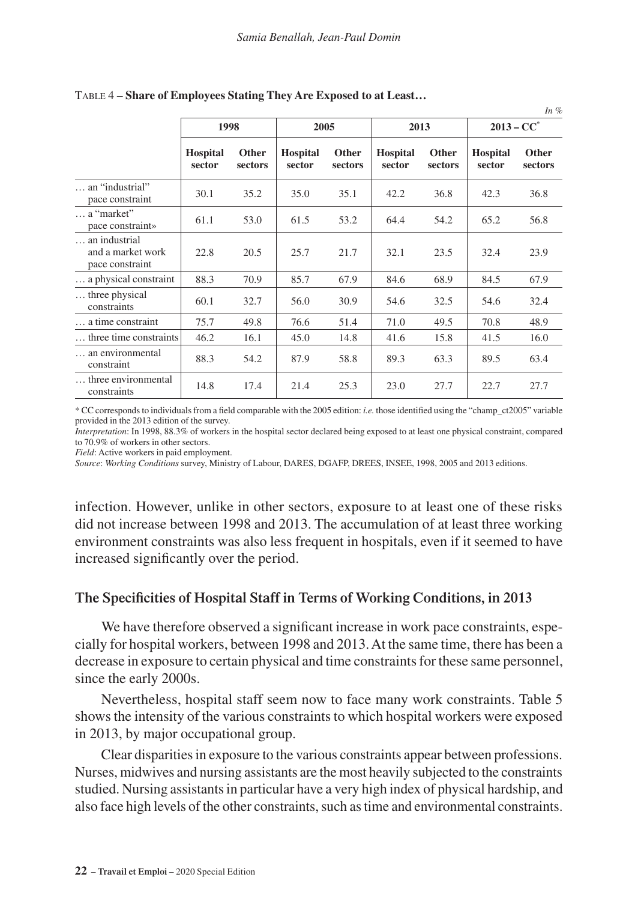TABLE 4 – **Share of Employees Stating They Are Exposed to at Least…**

*In %*

| | 1998 | | 2005 | | 2013 | | 2013 – CC* | |
|---|---|---|---|---|---|---|---|---|
| | **Hospital sector** | **Other sectors** | **Hospital sector** | **Other sectors** | **Hospital sector** | **Other sectors** | **Hospital sector** | **Other sectors** |
| … an "industrial" pace constraint | 30.1 | 35.2 | 35.0 | 35.1 | 42.2 | 36.8 | 42.3 | 36.8 |
| … a "market" pace constraint» | 61.1 | 53.0 | 61.5 | 53.2 | 64.4 | 54.2 | 65.2 | 56.8 |
| … an industrial and a market work pace constraint | 22.8 | 20.5 | 25.7 | 21.7 | 32.1 | 23.5 | 32.4 | 23.9 |
| … a physical constraint | 88.3 | 70.9 | 85.7 | 67.9 | 84.6 | 68.9 | 84.5 | 67.9 |
| … three physical constraints | 60.1 | 32.7 | 56.0 | 30.9 | 54.6 | 32.5 | 54.6 | 32.4 |
| … a time constraint | 75.7 | 49.8 | 76.6 | 51.4 | 71.0 | 49.5 | 70.8 | 48.9 |
| … three time constraints | 46.2 | 16.1 | 45.0 | 14.8 | 41.6 | 15.8 | 41.5 | 16.0 |
| … an environmental constraint | 88.3 | 54.2 | 87.9 | 58.8 | 89.3 | 63.3 | 89.5 | 63.4 |
| … three environmental constraints | 14.8 | 17.4 | 21.4 | 25.3 | 23.0 | 27.7 | 22.7 | 27.7 |

\* CC corresponds to individuals from a field comparable with the 2005 edition: *i.e.* those identified using the "champ_ct2005" variable provided in the 2013 edition of the survey.

*Interpretation*: In 1998, 88.3% of workers in the hospital sector declared being exposed to at least one physical constraint, compared to 70.9% of workers in other sectors.

*Field*: Active workers in paid employment.

*Source*: *Working Conditions* survey, Ministry of Labour, DARES, DGAFP, DREES, INSEE, 1998, 2005 and 2013 editions.

infection. However, unlike in other sectors, exposure to at least one of these risks did not increase between 1998 and 2013. The accumulation of at least three working environment constraints was also less frequent in hospitals, even if it seemed to have increased significantly over the period.

## The Specificities of Hospital Staff in Terms of Working Conditions, in 2013

We have therefore observed a significant increase in work pace constraints, especially for hospital workers, between 1998 and 2013. At the same time, there has been a decrease in exposure to certain physical and time constraints for these same personnel, since the early 2000s.

Nevertheless, hospital staff seem now to face many work constraints. Table 5 shows the intensity of the various constraints to which hospital workers were exposed in 2013, by major occupational group.

Clear disparities in exposure to the various constraints appear between professions. Nurses, midwives and nursing assistants are the most heavily subjected to the constraints studied. Nursing assistants in particular have a very high index of physical hardship, and also face high levels of the other constraints, such as time and environmental constraints.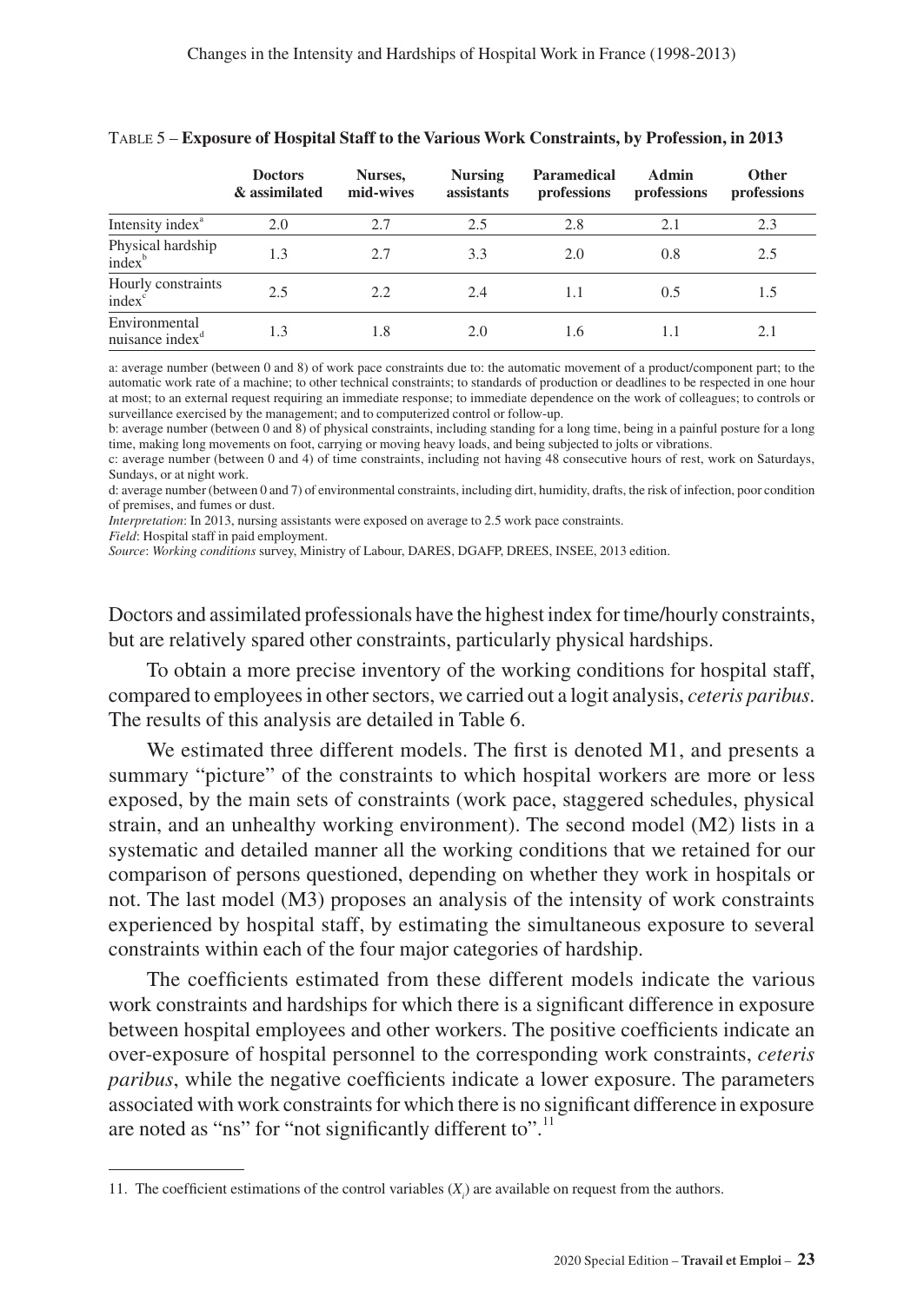Table 5 – **Exposure of Hospital Staff to the Various Work Constraints, by Profession, in 2013**

| | Doctors & assimilated | Nurses, mid-wives | Nursing assistants | Paramedical professions | Admin professions | Other professions |
|---|---|---|---|---|---|---|
| Intensity index[a] | 2.0 | 2.7 | 2.5 | 2.8 | 2.1 | 2.3 |
| Physical hardship index[b] | 1.3 | 2.7 | 3.3 | 2.0 | 0.8 | 2.5 |
| Hourly constraints index[c] | 2.5 | 2.2 | 2.4 | 1.1 | 0.5 | 1.5 |
| Environmental nuisance index[d] | 1.3 | 1.8 | 2.0 | 1.6 | 1.1 | 2.1 |

a: average number (between 0 and 8) of work pace constraints due to: the automatic movement of a product/component part; to the automatic work rate of a machine; to other technical constraints; to standards of production or deadlines to be respected in one hour at most; to an external request requiring an immediate response; to immediate dependence on the work of colleagues; to controls or surveillance exercised by the management; and to computerized control or follow-up.

b: average number (between 0 and 8) of physical constraints, including standing for a long time, being in a painful posture for a long time, making long movements on foot, carrying or moving heavy loads, and being subjected to jolts or vibrations.

c: average number (between 0 and 4) of time constraints, including not having 48 consecutive hours of rest, work on Saturdays, Sundays, or at night work.

d: average number (between 0 and 7) of environmental constraints, including dirt, humidity, drafts, the risk of infection, poor condition of premises, and fumes or dust.

*Interpretation*: In 2013, nursing assistants were exposed on average to 2.5 work pace constraints.

*Field*: Hospital staff in paid employment.

*Source*: *Working conditions* survey, Ministry of Labour, DARES, DGAFP, DREES, INSEE, 2013 edition.

Doctors and assimilated professionals have the highest index for time/hourly constraints, but are relatively spared other constraints, particularly physical hardships.

To obtain a more precise inventory of the working conditions for hospital staff, compared to employees in other sectors, we carried out a logit analysis, *ceteris paribus*. The results of this analysis are detailed in Table 6.

We estimated three different models. The first is denoted M1, and presents a summary "picture" of the constraints to which hospital workers are more or less exposed, by the main sets of constraints (work pace, staggered schedules, physical strain, and an unhealthy working environment). The second model (M2) lists in a systematic and detailed manner all the working conditions that we retained for our comparison of persons questioned, depending on whether they work in hospitals or not. The last model (M3) proposes an analysis of the intensity of work constraints experienced by hospital staff, by estimating the simultaneous exposure to several constraints within each of the four major categories of hardship.

The coefficients estimated from these different models indicate the various work constraints and hardships for which there is a significant difference in exposure between hospital employees and other workers. The positive coefficients indicate an over-exposure of hospital personnel to the corresponding work constraints, *ceteris paribus*, while the negative coefficients indicate a lower exposure. The parameters associated with work constraints for which there is no significant difference in exposure are noted as "ns" for "not significantly different to".[11]

11. The coefficient estimations of the control variables ($X_i$) are available on request from the authors.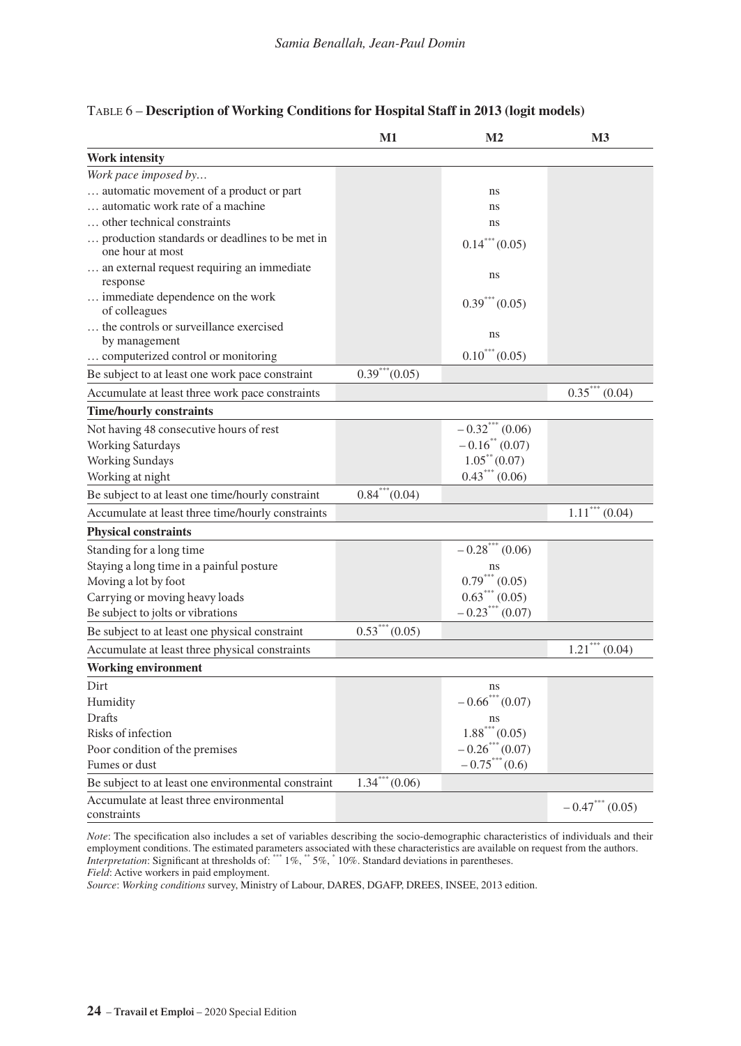TABLE 6 – **Description of Working Conditions for Hospital Staff in 2013 (logit models)**

| | M1 | M2 | M3 |
|---|---|---|---|
| **Work intensity** | | | |
| *Work pace imposed by…* | | | |
| … automatic movement of a product or part | | ns | |
| … automatic work rate of a machine | | ns | |
| … other technical constraints | | ns | |
| … production standards or deadlines to be met in one hour at most | | $0.14^{***}$ (0.05) | |
| … an external request requiring an immediate response | | ns | |
| … immediate dependence on the work of colleagues | | $0.39^{***}$ (0.05) | |
| … the controls or surveillance exercised by management | | ns | |
| … computerized control or monitoring | | $0.10^{***}$ (0.05) | |
| Be subject to at least one work pace constraint | $0.39^{***}$ (0.05) | | |
| Accumulate at least three work pace constraints | | | $0.35^{***}$ (0.04) |
| **Time/hourly constraints** | | | |
| Not having 48 consecutive hours of rest | | $-0.32^{***}$ (0.06) | |
| Working Saturdays | | $-0.16^{**}$ (0.07) | |
| Working Sundays | | $1.05^{**}$ (0.07) | |
| Working at night | | $0.43^{***}$ (0.06) | |
| Be subject to at least one time/hourly constraint | $0.84^{***}$ (0.04) | | |
| Accumulate at least three time/hourly constraints | | | $1.11^{***}$ (0.04) |
| **Physical constraints** | | | |
| Standing for a long time | | $-0.28^{***}$ (0.06) | |
| Staying a long time in a painful posture | | ns | |
| Moving a lot by foot | | $0.79^{***}$ (0.05) | |
| Carrying or moving heavy loads | | $0.63^{***}$ (0.05) | |
| Be subject to jolts or vibrations | | $-0.23^{***}$ (0.07) | |
| Be subject to at least one physical constraint | $0.53^{***}$ (0.05) | | |
| Accumulate at least three physical constraints | | | $1.21^{***}$ (0.04) |
| **Working environment** | | | |
| Dirt | | ns | |
| Humidity | | $-0.66^{***}$ (0.07) | |
| Drafts | | ns | |
| Risks of infection | | $1.88^{***}$ (0.05) | |
| Poor condition of the premises | | $-0.26^{***}$ (0.07) | |
| Fumes or dust | | $-0.75^{***}$ (0.6) | |
| Be subject to at least one environmental constraint | $1.34^{***}$ (0.06) | | |
| Accumulate at least three environmental constraints | | | $-0.47^{***}$ (0.05) |

*Note*: The specification also includes a set of variables describing the socio-demographic characteristics of individuals and their employment conditions. The estimated parameters associated with these characteristics are available on request from the authors.
*Interpretation*: Significant at thresholds of: *** 1%, ** 5%, * 10%. Standard deviations in parentheses.
*Field*: Active workers in paid employment.
*Source*: *Working conditions* survey, Ministry of Labour, DARES, DGAFP, DREES, INSEE, 2013 edition.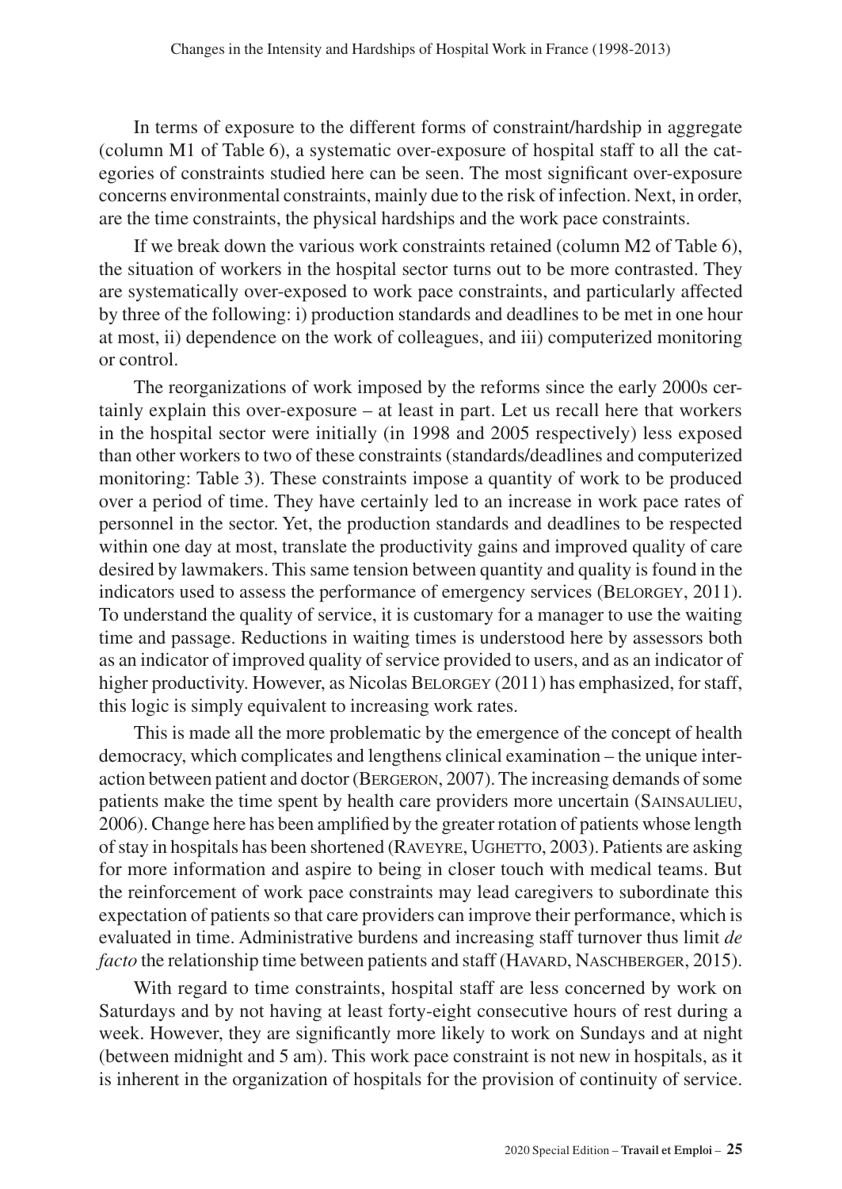In terms of exposure to the different forms of constraint/hardship in aggregate (column M1 of Table 6), a systematic over-exposure of hospital staff to all the categories of constraints studied here can be seen. The most significant over-exposure concerns environmental constraints, mainly due to the risk of infection. Next, in order, are the time constraints, the physical hardships and the work pace constraints.

If we break down the various work constraints retained (column M2 of Table 6), the situation of workers in the hospital sector turns out to be more contrasted. They are systematically over-exposed to work pace constraints, and particularly affected by three of the following: i) production standards and deadlines to be met in one hour at most, ii) dependence on the work of colleagues, and iii) computerized monitoring or control.

The reorganizations of work imposed by the reforms since the early 2000s certainly explain this over-exposure – at least in part. Let us recall here that workers in the hospital sector were initially (in 1998 and 2005 respectively) less exposed than other workers to two of these constraints (standards/deadlines and computerized monitoring: Table 3). These constraints impose a quantity of work to be produced over a period of time. They have certainly led to an increase in work pace rates of personnel in the sector. Yet, the production standards and deadlines to be respected within one day at most, translate the productivity gains and improved quality of care desired by lawmakers. This same tension between quantity and quality is found in the indicators used to assess the performance of emergency services (Belorgey, 2011). To understand the quality of service, it is customary for a manager to use the waiting time and passage. Reductions in waiting times is understood here by assessors both as an indicator of improved quality of service provided to users, and as an indicator of higher productivity. However, as Nicolas Belorgey (2011) has emphasized, for staff, this logic is simply equivalent to increasing work rates.

This is made all the more problematic by the emergence of the concept of health democracy, which complicates and lengthens clinical examination – the unique interaction between patient and doctor (Bergeron, 2007). The increasing demands of some patients make the time spent by health care providers more uncertain (Sainsaulieu, 2006). Change here has been amplified by the greater rotation of patients whose length of stay in hospitals has been shortened (Raveyre, Ughetto, 2003). Patients are asking for more information and aspire to being in closer touch with medical teams. But the reinforcement of work pace constraints may lead caregivers to subordinate this expectation of patients so that care providers can improve their performance, which is evaluated in time. Administrative burdens and increasing staff turnover thus limit *de facto* the relationship time between patients and staff (Havard, Naschberger, 2015).

With regard to time constraints, hospital staff are less concerned by work on Saturdays and by not having at least forty-eight consecutive hours of rest during a week. However, they are significantly more likely to work on Sundays and at night (between midnight and 5 am). This work pace constraint is not new in hospitals, as it is inherent in the organization of hospitals for the provision of continuity of service.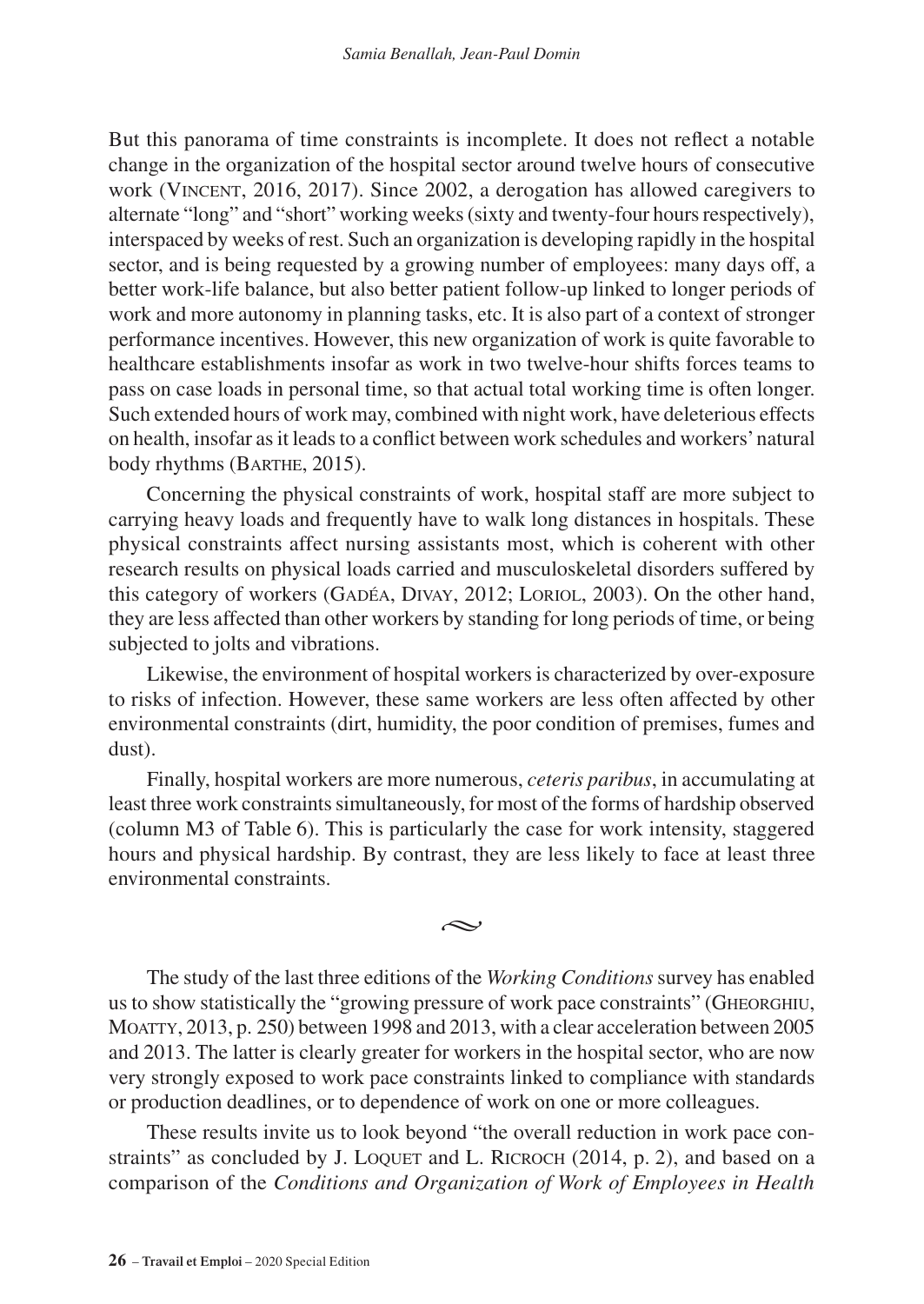But this panorama of time constraints is incomplete. It does not reflect a notable change in the organization of the hospital sector around twelve hours of consecutive work (Vincent, 2016, 2017). Since 2002, a derogation has allowed caregivers to alternate "long" and "short" working weeks (sixty and twenty-four hours respectively), interspaced by weeks of rest. Such an organization is developing rapidly in the hospital sector, and is being requested by a growing number of employees: many days off, a better work-life balance, but also better patient follow-up linked to longer periods of work and more autonomy in planning tasks, etc. It is also part of a context of stronger performance incentives. However, this new organization of work is quite favorable to healthcare establishments insofar as work in two twelve-hour shifts forces teams to pass on case loads in personal time, so that actual total working time is often longer. Such extended hours of work may, combined with night work, have deleterious effects on health, insofar as it leads to a conflict between work schedules and workers' natural body rhythms (Barthe, 2015).

Concerning the physical constraints of work, hospital staff are more subject to carrying heavy loads and frequently have to walk long distances in hospitals. These physical constraints affect nursing assistants most, which is coherent with other research results on physical loads carried and musculoskeletal disorders suffered by this category of workers (Gadéa, Divay, 2012; Loriol, 2003). On the other hand, they are less affected than other workers by standing for long periods of time, or being subjected to jolts and vibrations.

Likewise, the environment of hospital workers is characterized by over-exposure to risks of infection. However, these same workers are less often affected by other environmental constraints (dirt, humidity, the poor condition of premises, fumes and dust).

Finally, hospital workers are more numerous, *ceteris paribus*, in accumulating at least three work constraints simultaneously, for most of the forms of hardship observed (column M3 of Table 6). This is particularly the case for work intensity, staggered hours and physical hardship. By contrast, they are less likely to face at least three environmental constraints.

~

The study of the last three editions of the *Working Conditions* survey has enabled us to show statistically the "growing pressure of work pace constraints" (Gheorghiu, Moatty, 2013, p. 250) between 1998 and 2013, with a clear acceleration between 2005 and 2013. The latter is clearly greater for workers in the hospital sector, who are now very strongly exposed to work pace constraints linked to compliance with standards or production deadlines, or to dependence of work on one or more colleagues.

These results invite us to look beyond "the overall reduction in work pace constraints" as concluded by J. Loquet and L. Ricroch (2014, p. 2), and based on a comparison of the *Conditions and Organization of Work of Employees in Health*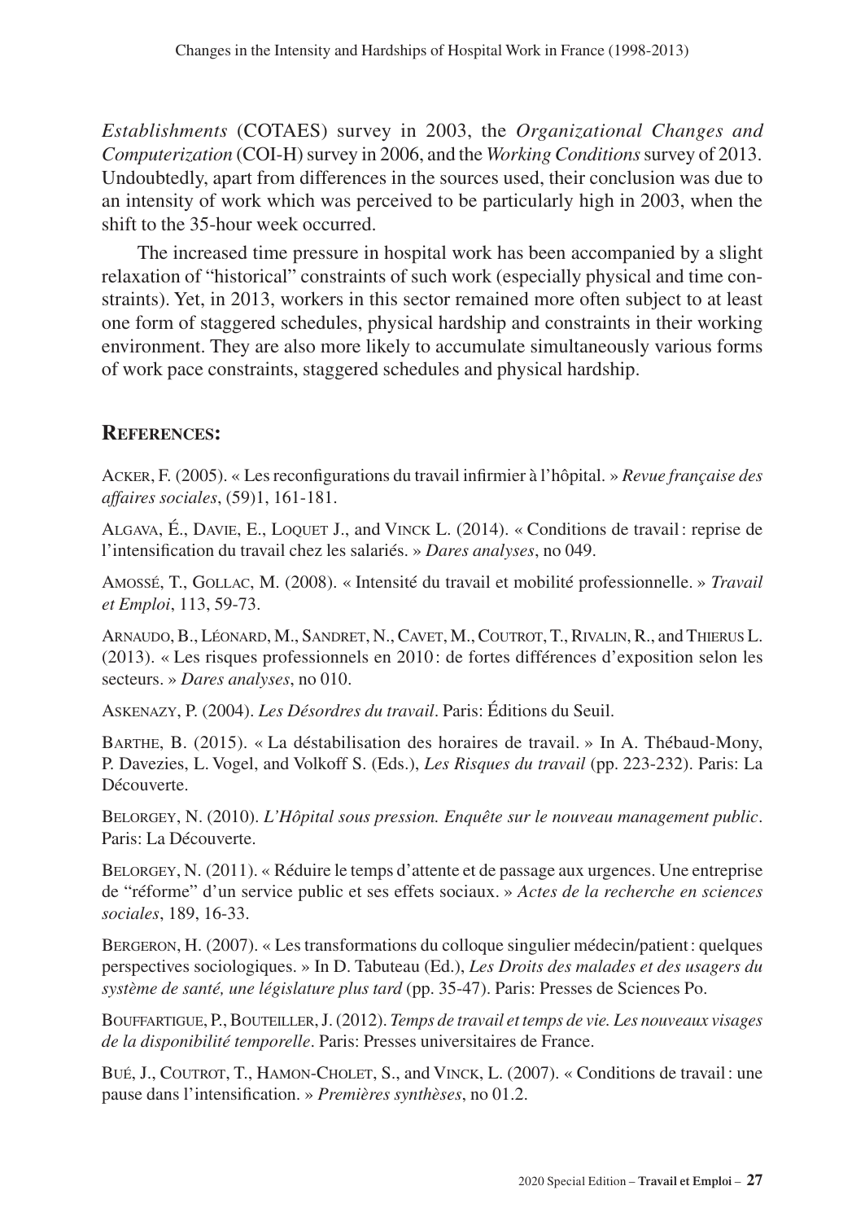*Establishments* (COTAES) survey in 2003, the *Organizational Changes and Computerization* (COI-H) survey in 2006, and the *Working Conditions* survey of 2013. Undoubtedly, apart from differences in the sources used, their conclusion was due to an intensity of work which was perceived to be particularly high in 2003, when the shift to the 35-hour week occurred.

The increased time pressure in hospital work has been accompanied by a slight relaxation of "historical" constraints of such work (especially physical and time constraints). Yet, in 2013, workers in this sector remained more often subject to at least one form of staggered schedules, physical hardship and constraints in their working environment. They are also more likely to accumulate simultaneously various forms of work pace constraints, staggered schedules and physical hardship.

## References:

Acker, F. (2005). « Les reconfigurations du travail infirmier à l'hôpital. » *Revue française des affaires sociales*, (59)1, 161-181.

Algava, É., Davie, E., Loquet J., and Vinck L. (2014). « Conditions de travail : reprise de l'intensification du travail chez les salariés. » *Dares analyses*, no 049.

Amossé, T., Gollac, M. (2008). « Intensité du travail et mobilité professionnelle. » *Travail et Emploi*, 113, 59-73.

Arnaudo, B., Léonard, M., Sandret, N., Cavet, M., Coutrot, T., Rivalin, R., and Thierus L. (2013). « Les risques professionnels en 2010 : de fortes différences d'exposition selon les secteurs. » *Dares analyses*, no 010.

Askenazy, P. (2004). *Les Désordres du travail*. Paris: Éditions du Seuil.

Barthe, B. (2015). « La déstabilisation des horaires de travail. » In A. Thébaud-Mony, P. Davezies, L. Vogel, and Volkoff S. (Eds.), *Les Risques du travail* (pp. 223-232). Paris: La Découverte.

Belorgey, N. (2010). *L'Hôpital sous pression. Enquête sur le nouveau management public*. Paris: La Découverte.

Belorgey, N. (2011). « Réduire le temps d'attente et de passage aux urgences. Une entreprise de "réforme" d'un service public et ses effets sociaux. » *Actes de la recherche en sciences sociales*, 189, 16-33.

Bergeron, H. (2007). « Les transformations du colloque singulier médecin/patient : quelques perspectives sociologiques. » In D. Tabuteau (Ed.), *Les Droits des malades et des usagers du système de santé, une législature plus tard* (pp. 35-47). Paris: Presses de Sciences Po.

Bouffartigue, P., Bouteiller, J. (2012). *Temps de travail et temps de vie. Les nouveaux visages de la disponibilité temporelle*. Paris: Presses universitaires de France.

Bué, J., Coutrot, T., Hamon-Cholet, S., and Vinck, L. (2007). « Conditions de travail : une pause dans l'intensification. » *Premières synthèses*, no 01.2.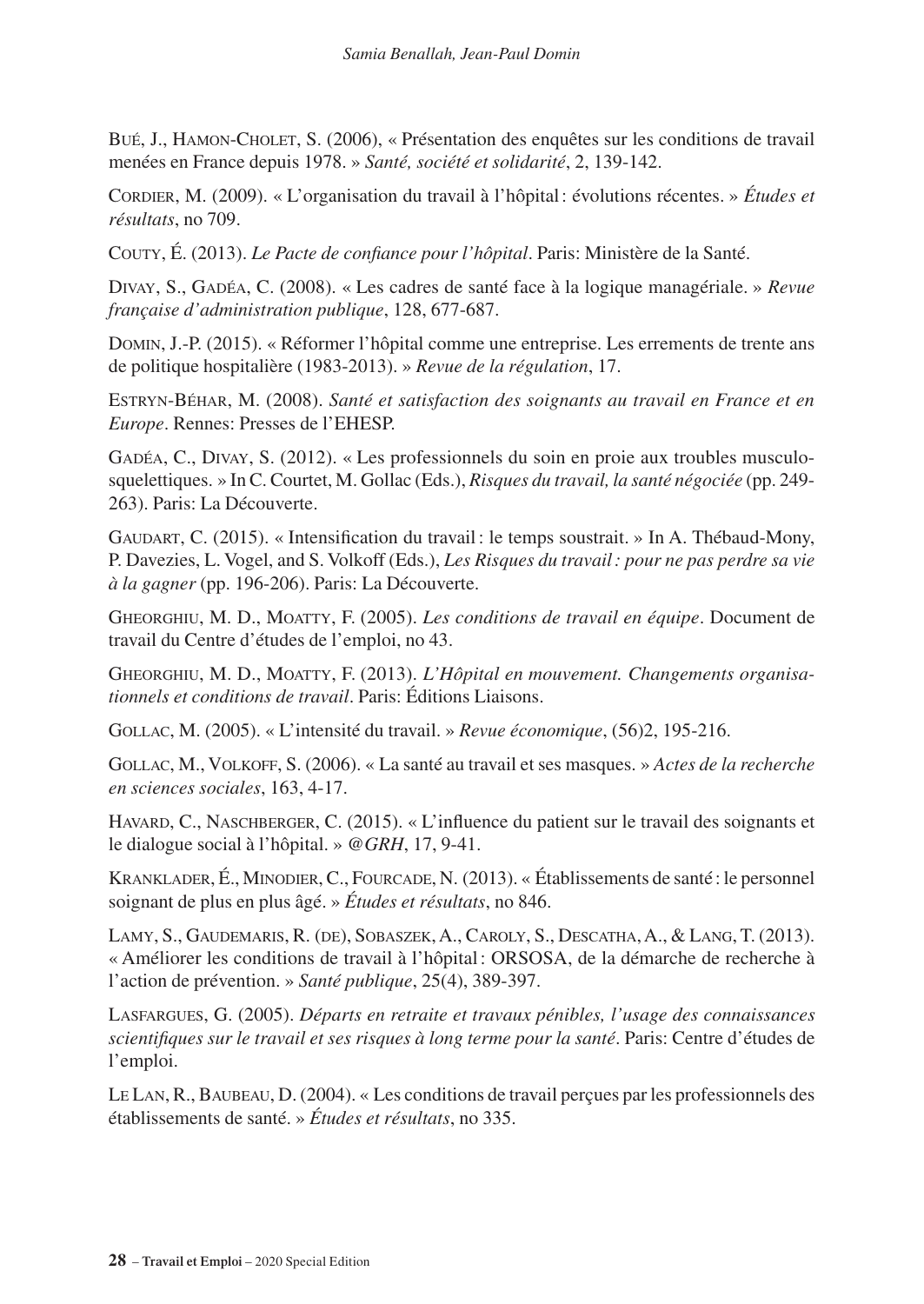Bué, J., Hamon-Cholet, S. (2006), « Présentation des enquêtes sur les conditions de travail menées en France depuis 1978. » *Santé, société et solidarité*, 2, 139-142.

Cordier, M. (2009). « L'organisation du travail à l'hôpital : évolutions récentes. » *Études et résultats*, no 709.

Couty, É. (2013). *Le Pacte de confiance pour l'hôpital*. Paris: Ministère de la Santé.

Divay, S., Gadéa, C. (2008). « Les cadres de santé face à la logique managériale. » *Revue française d'administration publique*, 128, 677-687.

Domin, J.-P. (2015). « Réformer l'hôpital comme une entreprise. Les errements de trente ans de politique hospitalière (1983-2013). » *Revue de la régulation*, 17.

Estryn-Béhar, M. (2008). *Santé et satisfaction des soignants au travail en France et en Europe*. Rennes: Presses de l'EHESP.

Gadéa, C., Divay, S. (2012). « Les professionnels du soin en proie aux troubles musculo-squelettiques. » In C. Courtet, M. Gollac (Eds.), *Risques du travail, la santé négociée* (pp. 249-263). Paris: La Découverte.

Gaudart, C. (2015). « Intensification du travail : le temps soustrait. » In A. Thébaud-Mony, P. Davezies, L. Vogel, and S. Volkoff (Eds.), *Les Risques du travail : pour ne pas perdre sa vie à la gagner* (pp. 196-206). Paris: La Découverte.

Gheorghiu, M. D., Moatty, F. (2005). *Les conditions de travail en équipe*. Document de travail du Centre d'études de l'emploi, no 43.

Gheorghiu, M. D., Moatty, F. (2013). *L'Hôpital en mouvement. Changements organisationnels et conditions de travail*. Paris: Éditions Liaisons.

Gollac, M. (2005). « L'intensité du travail. » *Revue économique*, (56)2, 195-216.

Gollac, M., Volkoff, S. (2006). « La santé au travail et ses masques. » *Actes de la recherche en sciences sociales*, 163, 4-17.

Havard, C., Naschberger, C. (2015). « L'influence du patient sur le travail des soignants et le dialogue social à l'hôpital. » *@GRH*, 17, 9-41.

Kranklader, É., Minodier, C., Fourcade, N. (2013). « Établissements de santé : le personnel soignant de plus en plus âgé. » *Études et résultats*, no 846.

Lamy, S., Gaudemaris, R. (de), Sobaszek, A., Caroly, S., Descatha, A., & Lang, T. (2013). « Améliorer les conditions de travail à l'hôpital : ORSOSA, de la démarche de recherche à l'action de prévention. » *Santé publique*, 25(4), 389-397.

Lasfargues, G. (2005). *Départs en retraite et travaux pénibles, l'usage des connaissances scientifiques sur le travail et ses risques à long terme pour la santé*. Paris: Centre d'études de l'emploi.

Le Lan, R., Baubeau, D. (2004). « Les conditions de travail perçues par les professionnels des établissements de santé. » *Études et résultats*, no 335.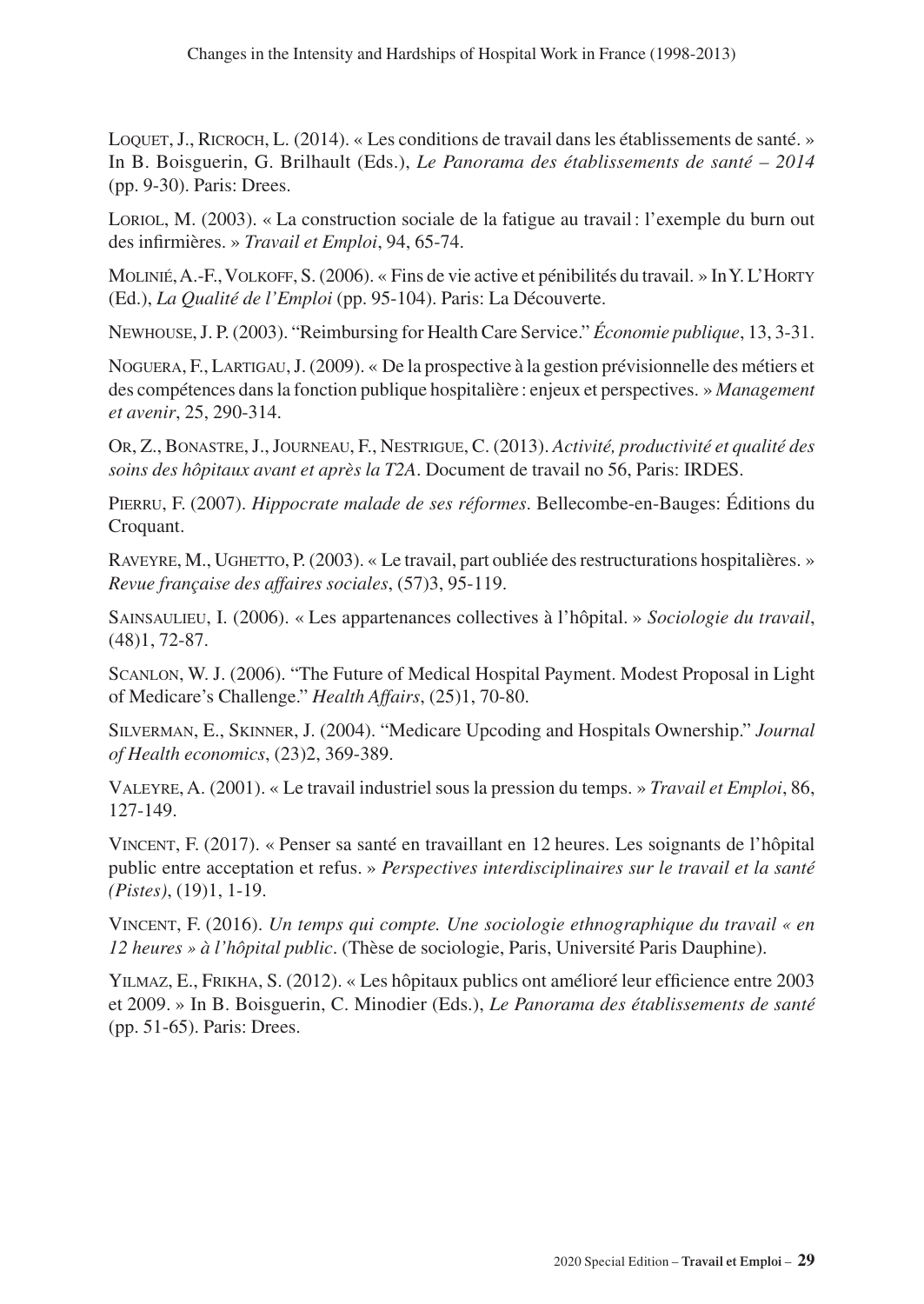Loquet, J., Ricroch, L. (2014). « Les conditions de travail dans les établissements de santé. » In B. Boisguerin, G. Brilhault (Eds.), *Le Panorama des établissements de santé – 2014* (pp. 9-30). Paris: Drees.

Loriol, M. (2003). « La construction sociale de la fatigue au travail : l'exemple du burn out des infirmières. » *Travail et Emploi*, 94, 65-74.

Molinié, A.-F., Volkoff, S. (2006). « Fins de vie active et pénibilités du travail. » In Y. L'Horty (Ed.), *La Qualité de l'Emploi* (pp. 95-104). Paris: La Découverte.

Newhouse, J. P. (2003). "Reimbursing for Health Care Service." *Économie publique*, 13, 3-31.

Noguera, F., Lartigau, J. (2009). « De la prospective à la gestion prévisionnelle des métiers et des compétences dans la fonction publique hospitalière : enjeux et perspectives. » *Management et avenir*, 25, 290-314.

Or, Z., Bonastre, J., Journeau, F., Nestrigue, C. (2013). *Activité, productivité et qualité des soins des hôpitaux avant et après la T2A*. Document de travail no 56, Paris: IRDES.

Pierru, F. (2007). *Hippocrate malade de ses réformes*. Bellecombe-en-Bauges: Éditions du Croquant.

Raveyre, M., Ughetto, P. (2003). « Le travail, part oubliée des restructurations hospitalières. » *Revue française des affaires sociales*, (57)3, 95-119.

Sainsaulieu, I. (2006). « Les appartenances collectives à l'hôpital. » *Sociologie du travail*, (48)1, 72-87.

Scanlon, W. J. (2006). "The Future of Medical Hospital Payment. Modest Proposal in Light of Medicare's Challenge." *Health Affairs*, (25)1, 70-80.

Silverman, E., Skinner, J. (2004). "Medicare Upcoding and Hospitals Ownership." *Journal of Health economics*, (23)2, 369-389.

Valeyre, A. (2001). « Le travail industriel sous la pression du temps. » *Travail et Emploi*, 86, 127-149.

Vincent, F. (2017). « Penser sa santé en travaillant en 12 heures. Les soignants de l'hôpital public entre acceptation et refus. » *Perspectives interdisciplinaires sur le travail et la santé (Pistes)*, (19)1, 1-19.

Vincent, F. (2016). *Un temps qui compte. Une sociologie ethnographique du travail « en 12 heures » à l'hôpital public*. (Thèse de sociologie, Paris, Université Paris Dauphine).

Yilmaz, E., Frikha, S. (2012). « Les hôpitaux publics ont amélioré leur efficience entre 2003 et 2009. » In B. Boisguerin, C. Minodier (Eds.), *Le Panorama des établissements de santé* (pp. 51-65). Paris: Drees.